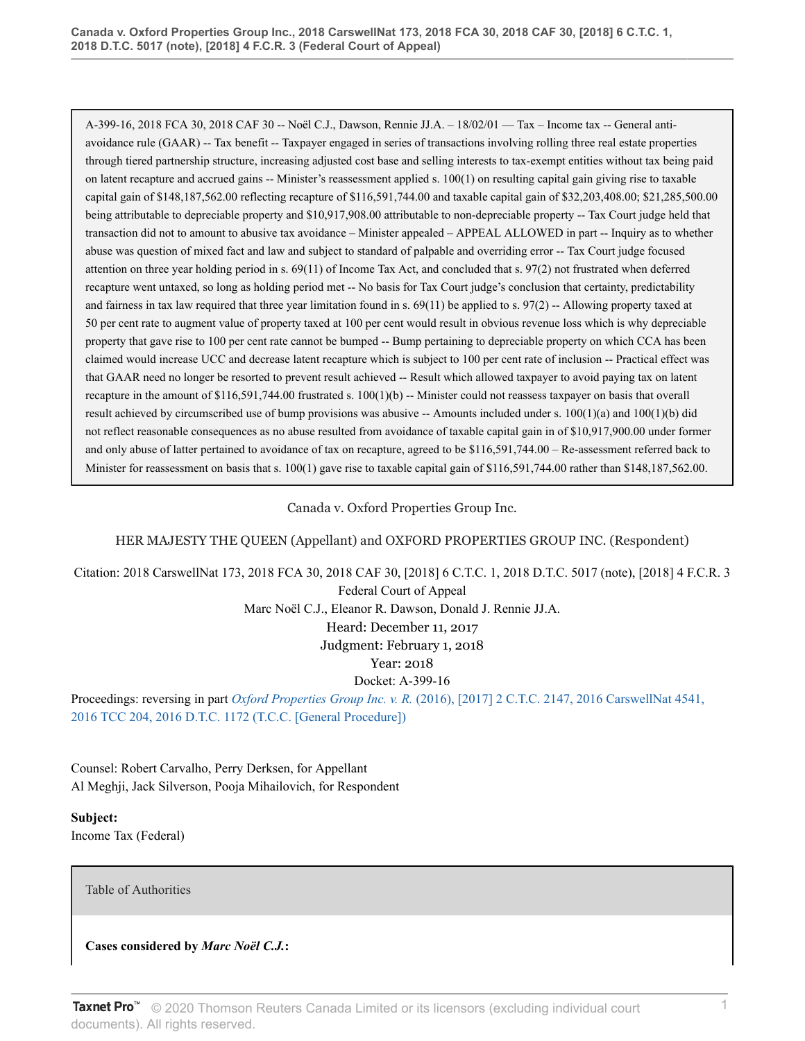A-399-16, 2018 FCA 30, 2018 CAF 30 -- Noël C.J., Dawson, Rennie JJ.A. – 18/02/01 — Tax – Income tax -- General anti-avoidance rule (GAAR) -- Tax benefit -- Taxpayer engaged in series of transactions involving rolling three real estate properties through tiered partnership structure, increasing adjusted cost base and selling interests to tax-exempt entities without tax being paid on latent recapture and accrued gains -- Minister's reassessment applied s. 100(1) on resulting capital gain giving rise to taxable capital gain of $148,187,562.00 reflecting recapture of $116,591,744.00 and taxable capital gain of $32,203,408.00; $21,285,500.00 being attributable to depreciable property and $10,917,908.00 attributable to non-depreciable property -- Tax Court judge held that transaction did not to amount to abusive tax avoidance – Minister appealed – APPEAL ALLOWED in part -- Inquiry as to whether abuse was question of mixed fact and law and subject to standard of palpable and overriding error -- Tax Court judge focused attention on three year holding period in s. 69(11) of Income Tax Act, and concluded that s. 97(2) not frustrated when deferred recapture went untaxed, so long as holding period met -- No basis for Tax Court judge's conclusion that certainty, predictability and fairness in tax law required that three year limitation found in s. 69(11) be applied to s. 97(2) -- Allowing property taxed at 50 per cent rate to augment value of property taxed at 100 per cent would result in obvious revenue loss which is why depreciable property that gave rise to 100 per cent rate cannot be bumped -- Bump pertaining to depreciable property on which CCA has been claimed would increase UCC and decrease latent recapture which is subject to 100 per cent rate of inclusion -- Practical effect was that GAAR need no longer be resorted to prevent result achieved -- Result which allowed taxpayer to avoid paying tax on latent recapture in the amount of $116,591,744.00 frustrated s. 100(1)(b) -- Minister could not reassess taxpayer on basis that overall result achieved by circumscribed use of bump provisions was abusive -- Amounts included under s. 100(1)(a) and 100(1)(b) did not reflect reasonable consequences as no abuse resulted from avoidance of taxable capital gain in of $10,917,900.00 under former and only abuse of latter pertained to avoidance of tax on recapture, agreed to be $116,591,744.00 – Re-assessment referred back to Minister for reassessment on basis that s. 100(1) gave rise to taxable capital gain of $116,591,744.00 rather than $148,187,562.00.

Canada v. Oxford Properties Group Inc.

HER MAJESTY THE QUEEN (Appellant) and OXFORD PROPERTIES GROUP INC. (Respondent)

Citation: 2018 CarswellNat 173, 2018 FCA 30, 2018 CAF 30, [2018] 6 C.T.C. 1, 2018 D.T.C. 5017 (note), [2018] 4 F.C.R. 3
Federal Court of Appeal
Marc Noël C.J., Eleanor R. Dawson, Donald J. Rennie JJ.A.
Heard: December 11, 2017
Judgment: February 1, 2018
Year: 2018
Docket: A-399-16

Proceedings: reversing in part *Oxford Properties Group Inc. v. R.* (2016), [2017] 2 C.T.C. 2147, 2016 CarswellNat 4541, 2016 TCC 204, 2016 D.T.C. 1172 (T.C.C. [General Procedure])

Counsel: Robert Carvalho, Perry Derksen, for Appellant
Al Meghji, Jack Silverson, Pooja Mihailovich, for Respondent

**Subject:**
Income Tax (Federal)

Table of Authorities

**Cases considered by *Marc Noël C.J.*:**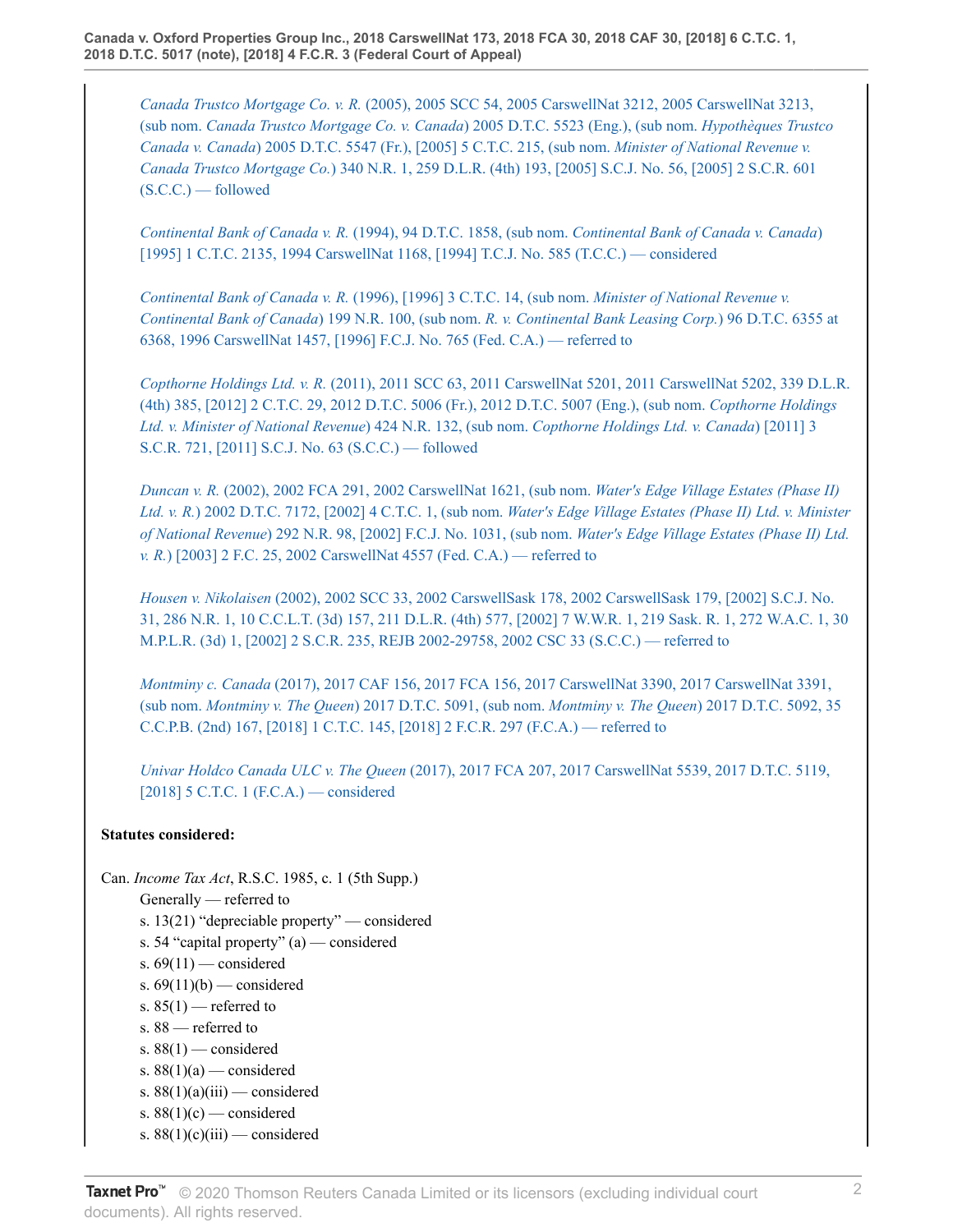*Canada Trustco Mortgage Co. v. R.* (2005), 2005 SCC 54, 2005 CarswellNat 3212, 2005 CarswellNat 3213, (sub nom. *Canada Trustco Mortgage Co. v. Canada*) 2005 D.T.C. 5523 (Eng.), (sub nom. *Hypothèques Trustco Canada v. Canada*) 2005 D.T.C. 5547 (Fr.), [2005] 5 C.T.C. 215, (sub nom. *Minister of National Revenue v. Canada Trustco Mortgage Co.*) 340 N.R. 1, 259 D.L.R. (4th) 193, [2005] S.C.J. No. 56, [2005] 2 S.C.R. 601 (S.C.C.) — followed

*Continental Bank of Canada v. R.* (1994), 94 D.T.C. 1858, (sub nom. *Continental Bank of Canada v. Canada*) [1995] 1 C.T.C. 2135, 1994 CarswellNat 1168, [1994] T.C.J. No. 585 (T.C.C.) — considered

*Continental Bank of Canada v. R.* (1996), [1996] 3 C.T.C. 14, (sub nom. *Minister of National Revenue v. Continental Bank of Canada*) 199 N.R. 100, (sub nom. *R. v. Continental Bank Leasing Corp.*) 96 D.T.C. 6355 at 6368, 1996 CarswellNat 1457, [1996] F.C.J. No. 765 (Fed. C.A.) — referred to

*Copthorne Holdings Ltd. v. R.* (2011), 2011 SCC 63, 2011 CarswellNat 5201, 2011 CarswellNat 5202, 339 D.L.R. (4th) 385, [2012] 2 C.T.C. 29, 2012 D.T.C. 5006 (Fr.), 2012 D.T.C. 5007 (Eng.), (sub nom. *Copthorne Holdings Ltd. v. Minister of National Revenue*) 424 N.R. 132, (sub nom. *Copthorne Holdings Ltd. v. Canada*) [2011] 3 S.C.R. 721, [2011] S.C.J. No. 63 (S.C.C.) — followed

*Duncan v. R.* (2002), 2002 FCA 291, 2002 CarswellNat 1621, (sub nom. *Water's Edge Village Estates (Phase II) Ltd. v. R.*) 2002 D.T.C. 7172, [2002] 4 C.T.C. 1, (sub nom. *Water's Edge Village Estates (Phase II) Ltd. v. Minister of National Revenue*) 292 N.R. 98, [2002] F.C.J. No. 1031, (sub nom. *Water's Edge Village Estates (Phase II) Ltd. v. R.*) [2003] 2 F.C. 25, 2002 CarswellNat 4557 (Fed. C.A.) — referred to

*Housen v. Nikolaisen* (2002), 2002 SCC 33, 2002 CarswellSask 178, 2002 CarswellSask 179, [2002] S.C.J. No. 31, 286 N.R. 1, 10 C.C.L.T. (3d) 157, 211 D.L.R. (4th) 577, [2002] 7 W.W.R. 1, 219 Sask. R. 1, 272 W.A.C. 1, 30 M.P.L.R. (3d) 1, [2002] 2 S.C.R. 235, REJB 2002-29758, 2002 CSC 33 (S.C.C.) — referred to

*Montminy c. Canada* (2017), 2017 CAF 156, 2017 FCA 156, 2017 CarswellNat 3390, 2017 CarswellNat 3391, (sub nom. *Montminy v. The Queen*) 2017 D.T.C. 5091, (sub nom. *Montminy v. The Queen*) 2017 D.T.C. 5092, 35 C.C.P.B. (2nd) 167, [2018] 1 C.T.C. 145, [2018] 2 F.C.R. 297 (F.C.A.) — referred to

*Univar Holdco Canada ULC v. The Queen* (2017), 2017 FCA 207, 2017 CarswellNat 5539, 2017 D.T.C. 5119, [2018] 5 C.T.C. 1 (F.C.A.) — considered

**Statutes considered:**

Can. *Income Tax Act*, R.S.C. 1985, c. 1 (5th Supp.)

- Generally — referred to
- s. 13(21) "depreciable property" — considered
- s. 54 "capital property" (a) — considered
- s. 69(11) — considered
- s. 69(11)(b) — considered
- s. 85(1) — referred to
- s. 88 — referred to
- s. 88(1) — considered
- s. 88(1)(a) — considered
- s. 88(1)(a)(iii) — considered
- s. 88(1)(c) — considered
- s. 88(1)(c)(iii) — considered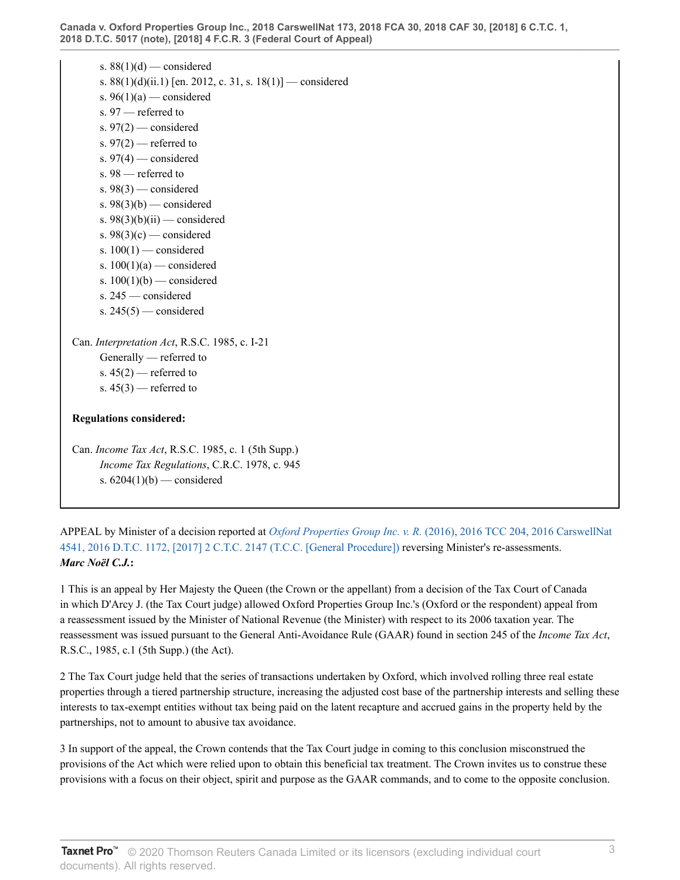s. 88(1)(d) — considered

s. 88(1)(d)(ii.1) [en. 2012, c. 31, s. 18(1)] — considered

s. 96(1)(a) — considered

s. 97 — referred to

s. 97(2) — considered

s. 97(2) — referred to

s. 97(4) — considered

s. 98 — referred to

s. 98(3) — considered

s. 98(3)(b) — considered

s. 98(3)(b)(ii) — considered

s. 98(3)(c) — considered

s. 100(1) — considered

s. 100(1)(a) — considered

s. 100(1)(b) — considered

s. 245 — considered

s. 245(5) — considered

Can. *Interpretation Act*, R.S.C. 1985, c. I-21

Generally — referred to

s. 45(2) — referred to

s. 45(3) — referred to

**Regulations considered:**

Can. *Income Tax Act*, R.S.C. 1985, c. 1 (5th Supp.)

*Income Tax Regulations*, C.R.C. 1978, c. 945

s. 6204(1)(b) — considered

APPEAL by Minister of a decision reported at *Oxford Properties Group Inc. v. R.* (2016), 2016 TCC 204, 2016 CarswellNat 4541, 2016 D.T.C. 1172, [2017] 2 C.T.C. 2147 (T.C.C. [General Procedure]) reversing Minister's re-assessments.

***Marc Noël C.J.*:**

1 This is an appeal by Her Majesty the Queen (the Crown or the appellant) from a decision of the Tax Court of Canada in which D'Arcy J. (the Tax Court judge) allowed Oxford Properties Group Inc.'s (Oxford or the respondent) appeal from a reassessment issued by the Minister of National Revenue (the Minister) with respect to its 2006 taxation year. The reassessment was issued pursuant to the General Anti-Avoidance Rule (GAAR) found in section 245 of the *Income Tax Act*, R.S.C., 1985, c.1 (5th Supp.) (the Act).

2 The Tax Court judge held that the series of transactions undertaken by Oxford, which involved rolling three real estate properties through a tiered partnership structure, increasing the adjusted cost base of the partnership interests and selling these interests to tax-exempt entities without tax being paid on the latent recapture and accrued gains in the property held by the partnerships, not to amount to abusive tax avoidance.

3 In support of the appeal, the Crown contends that the Tax Court judge in coming to this conclusion misconstrued the provisions of the Act which were relied upon to obtain this beneficial tax treatment. The Crown invites us to construe these provisions with a focus on their object, spirit and purpose as the GAAR commands, and to come to the opposite conclusion.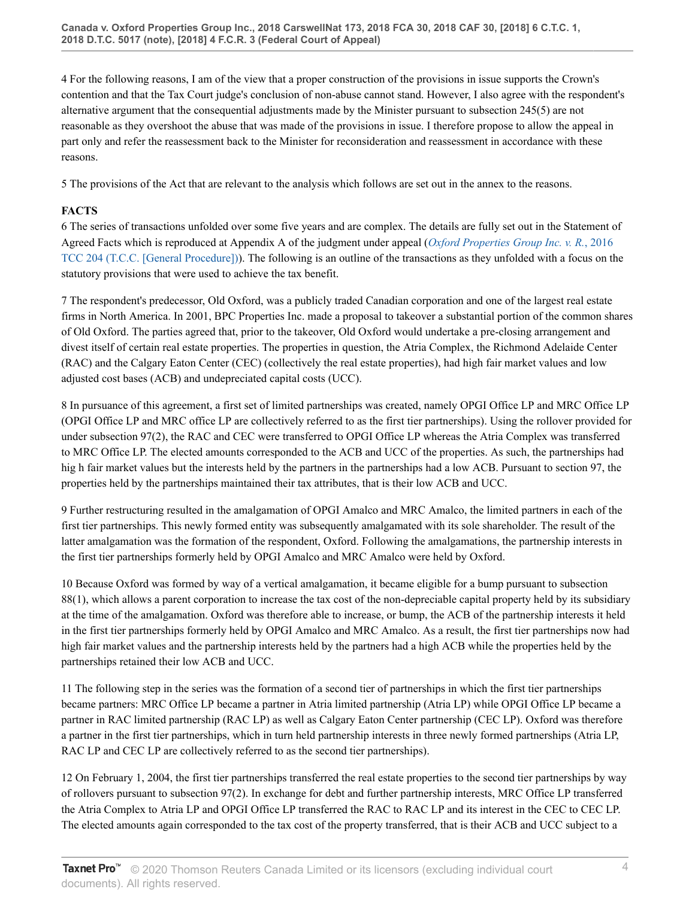4 For the following reasons, I am of the view that a proper construction of the provisions in issue supports the Crown's contention and that the Tax Court judge's conclusion of non-abuse cannot stand. However, I also agree with the respondent's alternative argument that the consequential adjustments made by the Minister pursuant to subsection 245(5) are not reasonable as they overshoot the abuse that was made of the provisions in issue. I therefore propose to allow the appeal in part only and refer the reassessment back to the Minister for reconsideration and reassessment in accordance with these reasons.

5 The provisions of the Act that are relevant to the analysis which follows are set out in the annex to the reasons.

**FACTS**

6 The series of transactions unfolded over some five years and are complex. The details are fully set out in the Statement of Agreed Facts which is reproduced at Appendix A of the judgment under appeal (*Oxford Properties Group Inc. v. R.*, 2016 TCC 204 (T.C.C. [General Procedure])). The following is an outline of the transactions as they unfolded with a focus on the statutory provisions that were used to achieve the tax benefit.

7 The respondent's predecessor, Old Oxford, was a publicly traded Canadian corporation and one of the largest real estate firms in North America. In 2001, BPC Properties Inc. made a proposal to takeover a substantial portion of the common shares of Old Oxford. The parties agreed that, prior to the takeover, Old Oxford would undertake a pre-closing arrangement and divest itself of certain real estate properties. The properties in question, the Atria Complex, the Richmond Adelaide Center (RAC) and the Calgary Eaton Center (CEC) (collectively the real estate properties), had high fair market values and low adjusted cost bases (ACB) and undepreciated capital costs (UCC).

8 In pursuance of this agreement, a first set of limited partnerships was created, namely OPGI Office LP and MRC Office LP (OPGI Office LP and MRC office LP are collectively referred to as the first tier partnerships). Using the rollover provided for under subsection 97(2), the RAC and CEC were transferred to OPGI Office LP whereas the Atria Complex was transferred to MRC Office LP. The elected amounts corresponded to the ACB and UCC of the properties. As such, the partnerships had hig h fair market values but the interests held by the partners in the partnerships had a low ACB. Pursuant to section 97, the properties held by the partnerships maintained their tax attributes, that is their low ACB and UCC.

9 Further restructuring resulted in the amalgamation of OPGI Amalco and MRC Amalco, the limited partners in each of the first tier partnerships. This newly formed entity was subsequently amalgamated with its sole shareholder. The result of the latter amalgamation was the formation of the respondent, Oxford. Following the amalgamations, the partnership interests in the first tier partnerships formerly held by OPGI Amalco and MRC Amalco were held by Oxford.

10 Because Oxford was formed by way of a vertical amalgamation, it became eligible for a bump pursuant to subsection 88(1), which allows a parent corporation to increase the tax cost of the non-depreciable capital property held by its subsidiary at the time of the amalgamation. Oxford was therefore able to increase, or bump, the ACB of the partnership interests it held in the first tier partnerships formerly held by OPGI Amalco and MRC Amalco. As a result, the first tier partnerships now had high fair market values and the partnership interests held by the partners had a high ACB while the properties held by the partnerships retained their low ACB and UCC.

11 The following step in the series was the formation of a second tier of partnerships in which the first tier partnerships became partners: MRC Office LP became a partner in Atria limited partnership (Atria LP) while OPGI Office LP became a partner in RAC limited partnership (RAC LP) as well as Calgary Eaton Center partnership (CEC LP). Oxford was therefore a partner in the first tier partnerships, which in turn held partnership interests in three newly formed partnerships (Atria LP, RAC LP and CEC LP are collectively referred to as the second tier partnerships).

12 On February 1, 2004, the first tier partnerships transferred the real estate properties to the second tier partnerships by way of rollovers pursuant to subsection 97(2). In exchange for debt and further partnership interests, MRC Office LP transferred the Atria Complex to Atria LP and OPGI Office LP transferred the RAC to RAC LP and its interest in the CEC to CEC LP. The elected amounts again corresponded to the tax cost of the property transferred, that is their ACB and UCC subject to a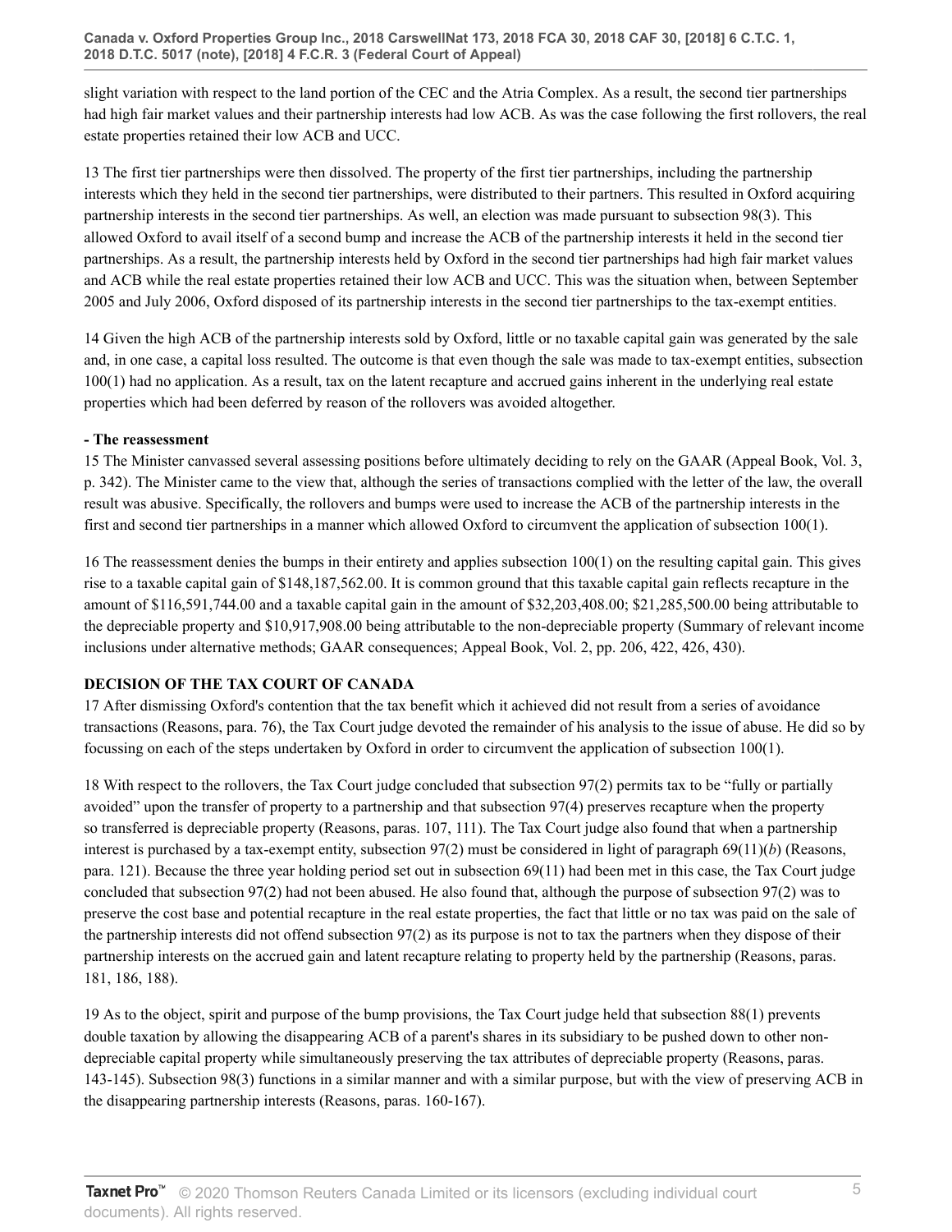slight variation with respect to the land portion of the CEC and the Atria Complex. As a result, the second tier partnerships had high fair market values and their partnership interests had low ACB. As was the case following the first rollovers, the real estate properties retained their low ACB and UCC.

13 The first tier partnerships were then dissolved. The property of the first tier partnerships, including the partnership interests which they held in the second tier partnerships, were distributed to their partners. This resulted in Oxford acquiring partnership interests in the second tier partnerships. As well, an election was made pursuant to subsection 98(3). This allowed Oxford to avail itself of a second bump and increase the ACB of the partnership interests it held in the second tier partnerships. As a result, the partnership interests held by Oxford in the second tier partnerships had high fair market values and ACB while the real estate properties retained their low ACB and UCC. This was the situation when, between September 2005 and July 2006, Oxford disposed of its partnership interests in the second tier partnerships to the tax-exempt entities.

14 Given the high ACB of the partnership interests sold by Oxford, little or no taxable capital gain was generated by the sale and, in one case, a capital loss resulted. The outcome is that even though the sale was made to tax-exempt entities, subsection 100(1) had no application. As a result, tax on the latent recapture and accrued gains inherent in the underlying real estate properties which had been deferred by reason of the rollovers was avoided altogether.

**- The reassessment**

15 The Minister canvassed several assessing positions before ultimately deciding to rely on the GAAR (Appeal Book, Vol. 3, p. 342). The Minister came to the view that, although the series of transactions complied with the letter of the law, the overall result was abusive. Specifically, the rollovers and bumps were used to increase the ACB of the partnership interests in the first and second tier partnerships in a manner which allowed Oxford to circumvent the application of subsection 100(1).

16 The reassessment denies the bumps in their entirety and applies subsection 100(1) on the resulting capital gain. This gives rise to a taxable capital gain of $148,187,562.00. It is common ground that this taxable capital gain reflects recapture in the amount of $116,591,744.00 and a taxable capital gain in the amount of $32,203,408.00; $21,285,500.00 being attributable to the depreciable property and $10,917,908.00 being attributable to the non-depreciable property (Summary of relevant income inclusions under alternative methods; GAAR consequences; Appeal Book, Vol. 2, pp. 206, 422, 426, 430).

## DECISION OF THE TAX COURT OF CANADA

17 After dismissing Oxford's contention that the tax benefit which it achieved did not result from a series of avoidance transactions (Reasons, para. 76), the Tax Court judge devoted the remainder of his analysis to the issue of abuse. He did so by focussing on each of the steps undertaken by Oxford in order to circumvent the application of subsection 100(1).

18 With respect to the rollovers, the Tax Court judge concluded that subsection 97(2) permits tax to be "fully or partially avoided" upon the transfer of property to a partnership and that subsection 97(4) preserves recapture when the property so transferred is depreciable property (Reasons, paras. 107, 111). The Tax Court judge also found that when a partnership interest is purchased by a tax-exempt entity, subsection 97(2) must be considered in light of paragraph 69(11)(*b*) (Reasons, para. 121). Because the three year holding period set out in subsection 69(11) had been met in this case, the Tax Court judge concluded that subsection 97(2) had not been abused. He also found that, although the purpose of subsection 97(2) was to preserve the cost base and potential recapture in the real estate properties, the fact that little or no tax was paid on the sale of the partnership interests did not offend subsection 97(2) as its purpose is not to tax the partners when they dispose of their partnership interests on the accrued gain and latent recapture relating to property held by the partnership (Reasons, paras. 181, 186, 188).

19 As to the object, spirit and purpose of the bump provisions, the Tax Court judge held that subsection 88(1) prevents double taxation by allowing the disappearing ACB of a parent's shares in its subsidiary to be pushed down to other non-depreciable capital property while simultaneously preserving the tax attributes of depreciable property (Reasons, paras. 143-145). Subsection 98(3) functions in a similar manner and with a similar purpose, but with the view of preserving ACB in the disappearing partnership interests (Reasons, paras. 160-167).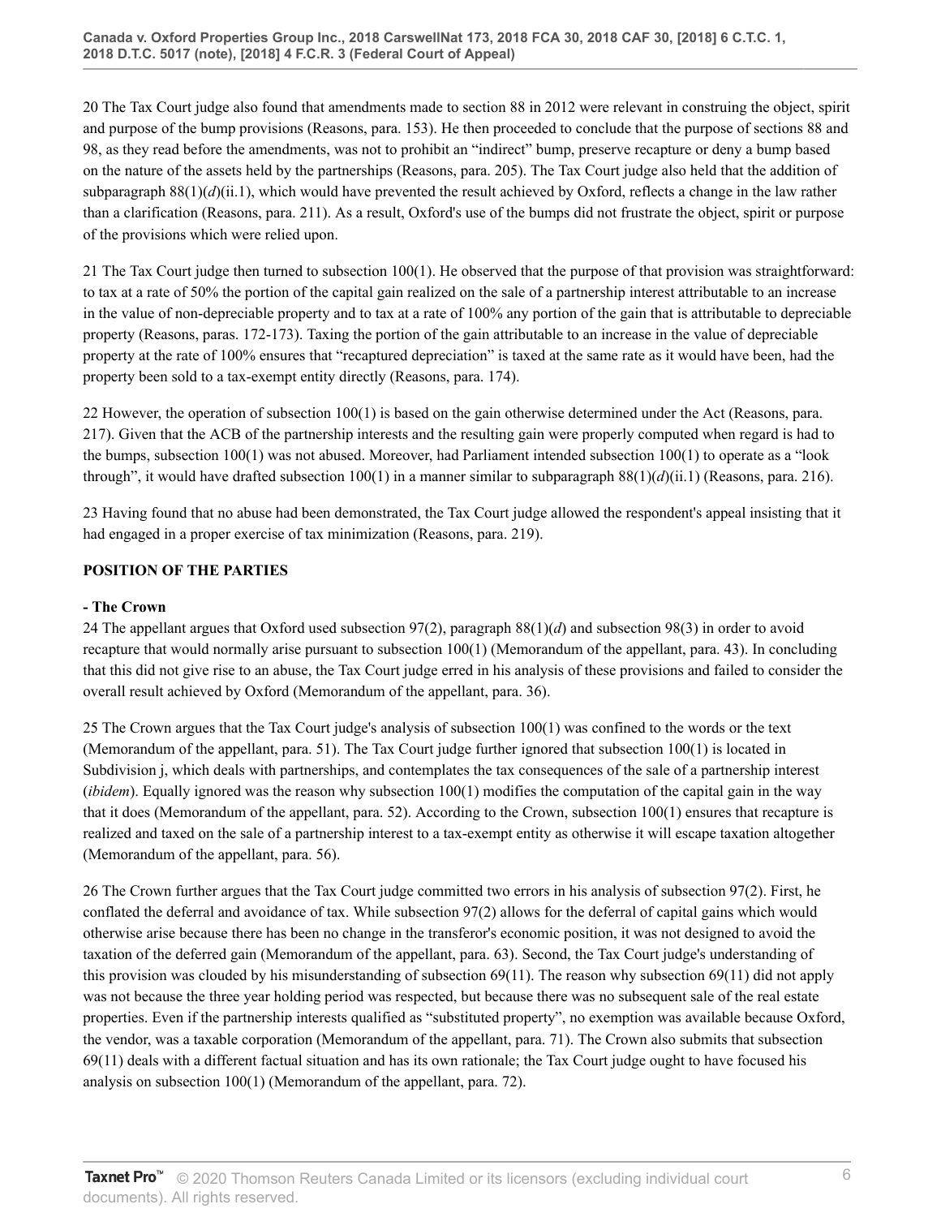20 The Tax Court judge also found that amendments made to section 88 in 2012 were relevant in construing the object, spirit and purpose of the bump provisions (Reasons, para. 153). He then proceeded to conclude that the purpose of sections 88 and 98, as they read before the amendments, was not to prohibit an "indirect" bump, preserve recapture or deny a bump based on the nature of the assets held by the partnerships (Reasons, para. 205). The Tax Court judge also held that the addition of subparagraph 88(1)(*d*)(ii.1), which would have prevented the result achieved by Oxford, reflects a change in the law rather than a clarification (Reasons, para. 211). As a result, Oxford's use of the bumps did not frustrate the object, spirit or purpose of the provisions which were relied upon.

21 The Tax Court judge then turned to subsection 100(1). He observed that the purpose of that provision was straightforward: to tax at a rate of 50% the portion of the capital gain realized on the sale of a partnership interest attributable to an increase in the value of non-depreciable property and to tax at a rate of 100% any portion of the gain that is attributable to depreciable property (Reasons, paras. 172-173). Taxing the portion of the gain attributable to an increase in the value of depreciable property at the rate of 100% ensures that "recaptured depreciation" is taxed at the same rate as it would have been, had the property been sold to a tax-exempt entity directly (Reasons, para. 174).

22 However, the operation of subsection 100(1) is based on the gain otherwise determined under the Act (Reasons, para. 217). Given that the ACB of the partnership interests and the resulting gain were properly computed when regard is had to the bumps, subsection 100(1) was not abused. Moreover, had Parliament intended subsection 100(1) to operate as a "look through", it would have drafted subsection 100(1) in a manner similar to subparagraph 88(1)(*d*)(ii.1) (Reasons, para. 216).

23 Having found that no abuse had been demonstrated, the Tax Court judge allowed the respondent's appeal insisting that it had engaged in a proper exercise of tax minimization (Reasons, para. 219).

## POSITION OF THE PARTIES

### - The Crown

24 The appellant argues that Oxford used subsection 97(2), paragraph 88(1)(*d*) and subsection 98(3) in order to avoid recapture that would normally arise pursuant to subsection 100(1) (Memorandum of the appellant, para. 43). In concluding that this did not give rise to an abuse, the Tax Court judge erred in his analysis of these provisions and failed to consider the overall result achieved by Oxford (Memorandum of the appellant, para. 36).

25 The Crown argues that the Tax Court judge's analysis of subsection 100(1) was confined to the words or the text (Memorandum of the appellant, para. 51). The Tax Court judge further ignored that subsection 100(1) is located in Subdivision j, which deals with partnerships, and contemplates the tax consequences of the sale of a partnership interest (*ibidem*). Equally ignored was the reason why subsection 100(1) modifies the computation of the capital gain in the way that it does (Memorandum of the appellant, para. 52). According to the Crown, subsection 100(1) ensures that recapture is realized and taxed on the sale of a partnership interest to a tax-exempt entity as otherwise it will escape taxation altogether (Memorandum of the appellant, para. 56).

26 The Crown further argues that the Tax Court judge committed two errors in his analysis of subsection 97(2). First, he conflated the deferral and avoidance of tax. While subsection 97(2) allows for the deferral of capital gains which would otherwise arise because there has been no change in the transferor's economic position, it was not designed to avoid the taxation of the deferred gain (Memorandum of the appellant, para. 63). Second, the Tax Court judge's understanding of this provision was clouded by his misunderstanding of subsection 69(11). The reason why subsection 69(11) did not apply was not because the three year holding period was respected, but because there was no subsequent sale of the real estate properties. Even if the partnership interests qualified as "substituted property", no exemption was available because Oxford, the vendor, was a taxable corporation (Memorandum of the appellant, para. 71). The Crown also submits that subsection 69(11) deals with a different factual situation and has its own rationale; the Tax Court judge ought to have focused his analysis on subsection 100(1) (Memorandum of the appellant, para. 72).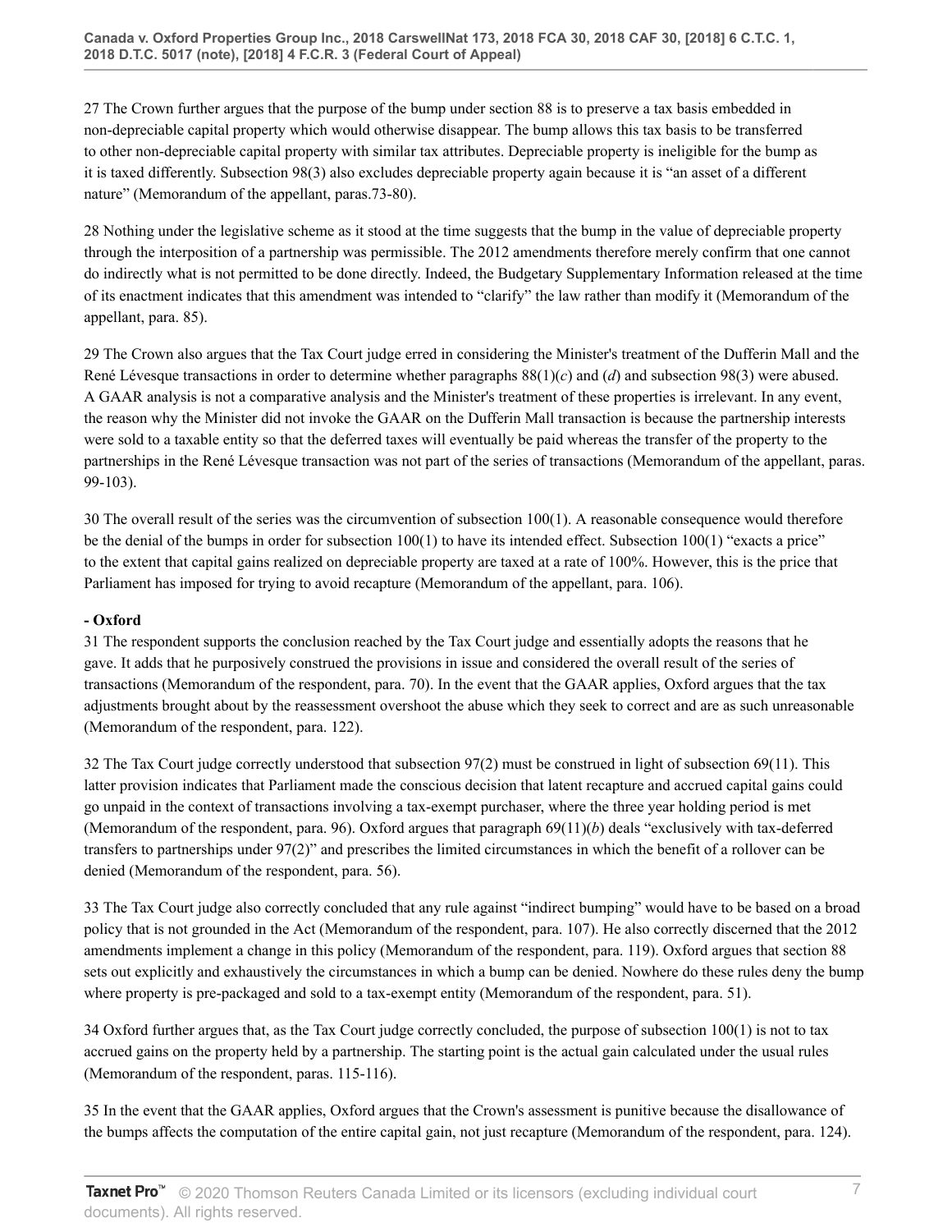27 The Crown further argues that the purpose of the bump under section 88 is to preserve a tax basis embedded in non-depreciable capital property which would otherwise disappear. The bump allows this tax basis to be transferred to other non-depreciable capital property with similar tax attributes. Depreciable property is ineligible for the bump as it is taxed differently. Subsection 98(3) also excludes depreciable property again because it is "an asset of a different nature" (Memorandum of the appellant, paras.73-80).

28 Nothing under the legislative scheme as it stood at the time suggests that the bump in the value of depreciable property through the interposition of a partnership was permissible. The 2012 amendments therefore merely confirm that one cannot do indirectly what is not permitted to be done directly. Indeed, the Budgetary Supplementary Information released at the time of its enactment indicates that this amendment was intended to "clarify" the law rather than modify it (Memorandum of the appellant, para. 85).

29 The Crown also argues that the Tax Court judge erred in considering the Minister's treatment of the Dufferin Mall and the René Lévesque transactions in order to determine whether paragraphs 88(1)(*c*) and (*d*) and subsection 98(3) were abused. A GAAR analysis is not a comparative analysis and the Minister's treatment of these properties is irrelevant. In any event, the reason why the Minister did not invoke the GAAR on the Dufferin Mall transaction is because the partnership interests were sold to a taxable entity so that the deferred taxes will eventually be paid whereas the transfer of the property to the partnerships in the René Lévesque transaction was not part of the series of transactions (Memorandum of the appellant, paras. 99-103).

30 The overall result of the series was the circumvention of subsection 100(1). A reasonable consequence would therefore be the denial of the bumps in order for subsection 100(1) to have its intended effect. Subsection 100(1) "exacts a price" to the extent that capital gains realized on depreciable property are taxed at a rate of 100%. However, this is the price that Parliament has imposed for trying to avoid recapture (Memorandum of the appellant, para. 106).

**- Oxford**

31 The respondent supports the conclusion reached by the Tax Court judge and essentially adopts the reasons that he gave. It adds that he purposively construed the provisions in issue and considered the overall result of the series of transactions (Memorandum of the respondent, para. 70). In the event that the GAAR applies, Oxford argues that the tax adjustments brought about by the reassessment overshoot the abuse which they seek to correct and are as such unreasonable (Memorandum of the respondent, para. 122).

32 The Tax Court judge correctly understood that subsection 97(2) must be construed in light of subsection 69(11). This latter provision indicates that Parliament made the conscious decision that latent recapture and accrued capital gains could go unpaid in the context of transactions involving a tax-exempt purchaser, where the three year holding period is met (Memorandum of the respondent, para. 96). Oxford argues that paragraph 69(11)(*b*) deals "exclusively with tax-deferred transfers to partnerships under 97(2)" and prescribes the limited circumstances in which the benefit of a rollover can be denied (Memorandum of the respondent, para. 56).

33 The Tax Court judge also correctly concluded that any rule against "indirect bumping" would have to be based on a broad policy that is not grounded in the Act (Memorandum of the respondent, para. 107). He also correctly discerned that the 2012 amendments implement a change in this policy (Memorandum of the respondent, para. 119). Oxford argues that section 88 sets out explicitly and exhaustively the circumstances in which a bump can be denied. Nowhere do these rules deny the bump where property is pre-packaged and sold to a tax-exempt entity (Memorandum of the respondent, para. 51).

34 Oxford further argues that, as the Tax Court judge correctly concluded, the purpose of subsection 100(1) is not to tax accrued gains on the property held by a partnership. The starting point is the actual gain calculated under the usual rules (Memorandum of the respondent, paras. 115-116).

35 In the event that the GAAR applies, Oxford argues that the Crown's assessment is punitive because the disallowance of the bumps affects the computation of the entire capital gain, not just recapture (Memorandum of the respondent, para. 124).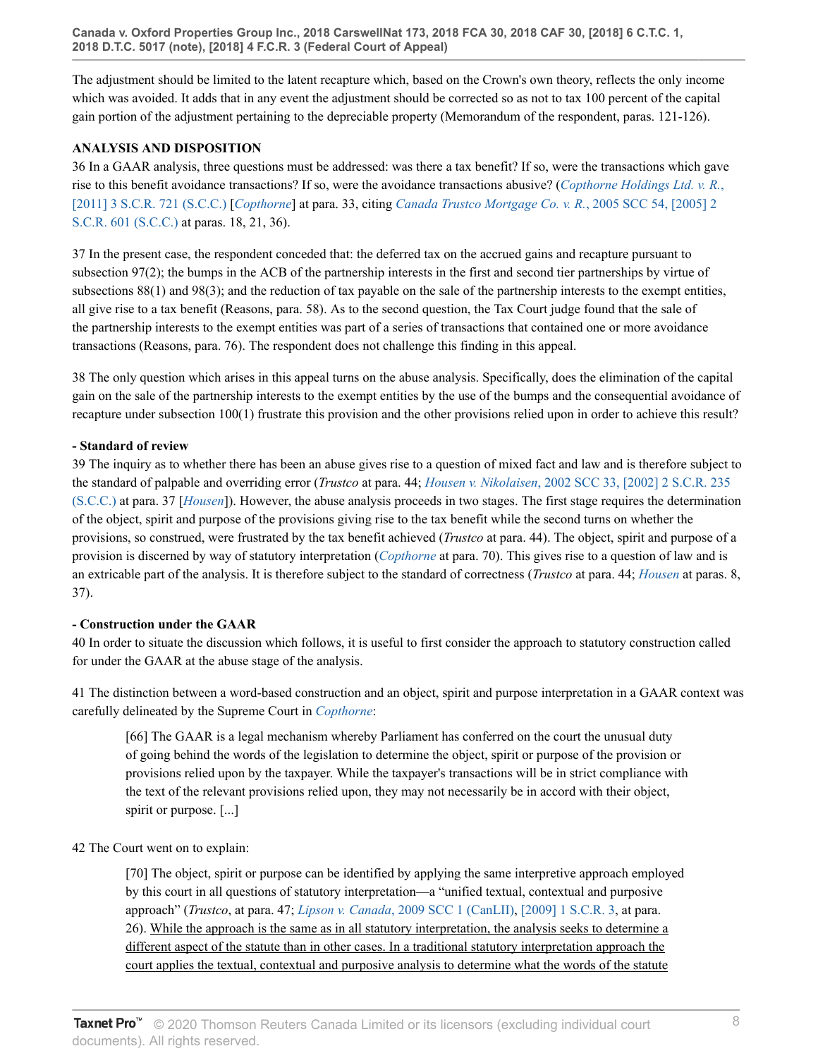The adjustment should be limited to the latent recapture which, based on the Crown's own theory, reflects the only income which was avoided. It adds that in any event the adjustment should be corrected so as not to tax 100 percent of the capital gain portion of the adjustment pertaining to the depreciable property (Memorandum of the respondent, paras. 121-126).

**ANALYSIS AND DISPOSITION**

36 In a GAAR analysis, three questions must be addressed: was there a tax benefit? If so, were the transactions which gave rise to this benefit avoidance transactions? If so, were the avoidance transactions abusive? (*Copthorne Holdings Ltd. v. R.*, [2011] 3 S.C.R. 721 (S.C.C.) [*Copthorne*] at para. 33, citing *Canada Trustco Mortgage Co. v. R.*, 2005 SCC 54, [2005] 2 S.C.R. 601 (S.C.C.) at paras. 18, 21, 36).

37 In the present case, the respondent conceded that: the deferred tax on the accrued gains and recapture pursuant to subsection 97(2); the bumps in the ACB of the partnership interests in the first and second tier partnerships by virtue of subsections 88(1) and 98(3); and the reduction of tax payable on the sale of the partnership interests to the exempt entities, all give rise to a tax benefit (Reasons, para. 58). As to the second question, the Tax Court judge found that the sale of the partnership interests to the exempt entities was part of a series of transactions that contained one or more avoidance transactions (Reasons, para. 76). The respondent does not challenge this finding in this appeal.

38 The only question which arises in this appeal turns on the abuse analysis. Specifically, does the elimination of the capital gain on the sale of the partnership interests to the exempt entities by the use of the bumps and the consequential avoidance of recapture under subsection 100(1) frustrate this provision and the other provisions relied upon in order to achieve this result?

**- Standard of review**

39 The inquiry as to whether there has been an abuse gives rise to a question of mixed fact and law and is therefore subject to the standard of palpable and overriding error (*Trustco* at para. 44; *Housen v. Nikolaisen*, 2002 SCC 33, [2002] 2 S.C.R. 235 (S.C.C.) at para. 37 [*Housen*]). However, the abuse analysis proceeds in two stages. The first stage requires the determination of the object, spirit and purpose of the provisions giving rise to the tax benefit while the second turns on whether the provisions, so construed, were frustrated by the tax benefit achieved (*Trustco* at para. 44). The object, spirit and purpose of a provision is discerned by way of statutory interpretation (*Copthorne* at para. 70). This gives rise to a question of law and is an extricable part of the analysis. It is therefore subject to the standard of correctness (*Trustco* at para. 44; *Housen* at paras. 8, 37).

**- Construction under the GAAR**

40 In order to situate the discussion which follows, it is useful to first consider the approach to statutory construction called for under the GAAR at the abuse stage of the analysis.

41 The distinction between a word-based construction and an object, spirit and purpose interpretation in a GAAR context was carefully delineated by the Supreme Court in *Copthorne*:

> [66] The GAAR is a legal mechanism whereby Parliament has conferred on the court the unusual duty of going behind the words of the legislation to determine the object, spirit or purpose of the provision or provisions relied upon by the taxpayer. While the taxpayer's transactions will be in strict compliance with the text of the relevant provisions relied upon, they may not necessarily be in accord with their object, spirit or purpose. [...]

42 The Court went on to explain:

> [70] The object, spirit or purpose can be identified by applying the same interpretive approach employed by this court in all questions of statutory interpretation—a "unified textual, contextual and purposive approach" (*Trustco*, at para. 47; *Lipson v. Canada*, 2009 SCC 1 (CanLII), [2009] 1 S.C.R. 3, at para. 26). <u>While the approach is the same as in all statutory interpretation, the analysis seeks to determine a different aspect of the statute than in other cases. In a traditional statutory interpretation approach the court applies the textual, contextual and purposive analysis to determine what the words of the statute</u>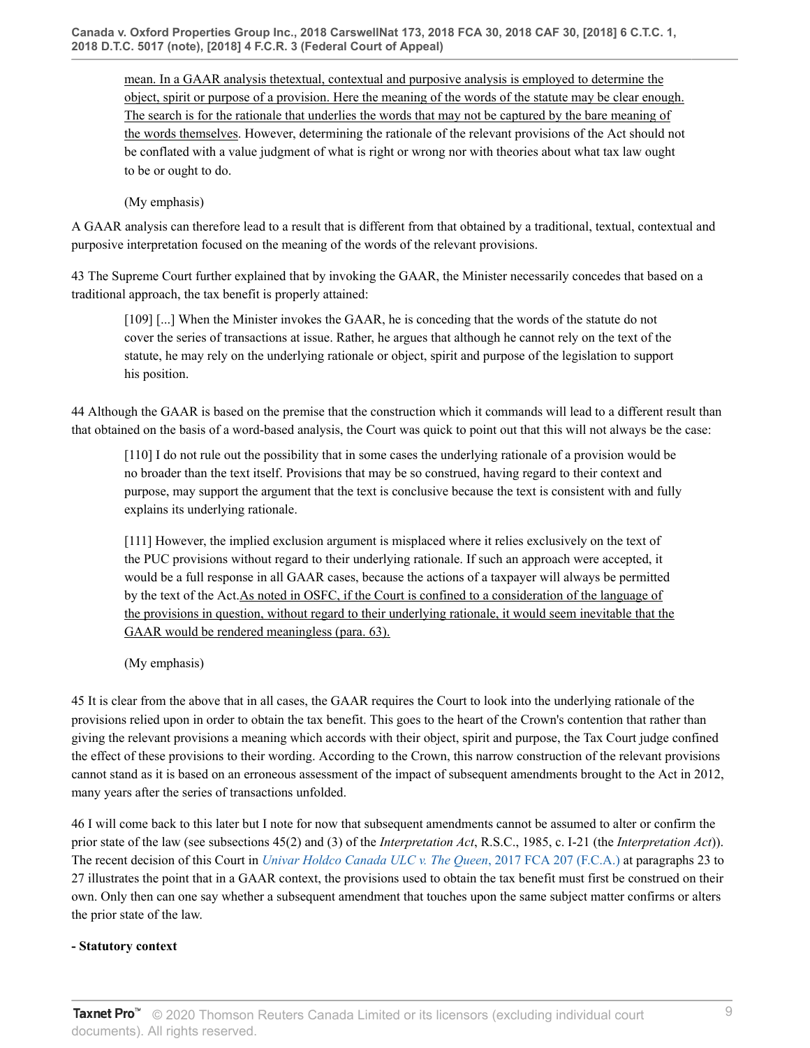> mean. In a GAAR analysis thetextual, contextual and purposive analysis is employed to determine the object, spirit or purpose of a provision. Here the meaning of the words of the statute may be clear enough. The search is for the rationale that underlies the words that may not be captured by the bare meaning of the words themselves. However, determining the rationale of the relevant provisions of the Act should not be conflated with a value judgment of what is right or wrong nor with theories about what tax law ought to be or ought to do.
>
> (My emphasis)

A GAAR analysis can therefore lead to a result that is different from that obtained by a traditional, textual, contextual and purposive interpretation focused on the meaning of the words of the relevant provisions.

43 The Supreme Court further explained that by invoking the GAAR, the Minister necessarily concedes that based on a traditional approach, the tax benefit is properly attained:

> [109] [...] When the Minister invokes the GAAR, he is conceding that the words of the statute do not cover the series of transactions at issue. Rather, he argues that although he cannot rely on the text of the statute, he may rely on the underlying rationale or object, spirit and purpose of the legislation to support his position.

44 Although the GAAR is based on the premise that the construction which it commands will lead to a different result than that obtained on the basis of a word-based analysis, the Court was quick to point out that this will not always be the case:

> [110] I do not rule out the possibility that in some cases the underlying rationale of a provision would be no broader than the text itself. Provisions that may be so construed, having regard to their context and purpose, may support the argument that the text is conclusive because the text is consistent with and fully explains its underlying rationale.
>
> [111] However, the implied exclusion argument is misplaced where it relies exclusively on the text of the PUC provisions without regard to their underlying rationale. If such an approach were accepted, it would be a full response in all GAAR cases, because the actions of a taxpayer will always be permitted by the text of the Act.As noted in OSFC, if the Court is confined to a consideration of the language of the provisions in question, without regard to their underlying rationale, it would seem inevitable that the GAAR would be rendered meaningless (para. 63).
>
> (My emphasis)

45 It is clear from the above that in all cases, the GAAR requires the Court to look into the underlying rationale of the provisions relied upon in order to obtain the tax benefit. This goes to the heart of the Crown's contention that rather than giving the relevant provisions a meaning which accords with their object, spirit and purpose, the Tax Court judge confined the effect of these provisions to their wording. According to the Crown, this narrow construction of the relevant provisions cannot stand as it is based on an erroneous assessment of the impact of subsequent amendments brought to the Act in 2012, many years after the series of transactions unfolded.

46 I will come back to this later but I note for now that subsequent amendments cannot be assumed to alter or confirm the prior state of the law (see subsections 45(2) and (3) of the *Interpretation Act*, R.S.C., 1985, c. I-21 (the *Interpretation Act*)). The recent decision of this Court in *Univar Holdco Canada ULC v. The Queen*, 2017 FCA 207 (F.C.A.) at paragraphs 23 to 27 illustrates the point that in a GAAR context, the provisions used to obtain the tax benefit must first be construed on their own. Only then can one say whether a subsequent amendment that touches upon the same subject matter confirms or alters the prior state of the law.

**- Statutory context**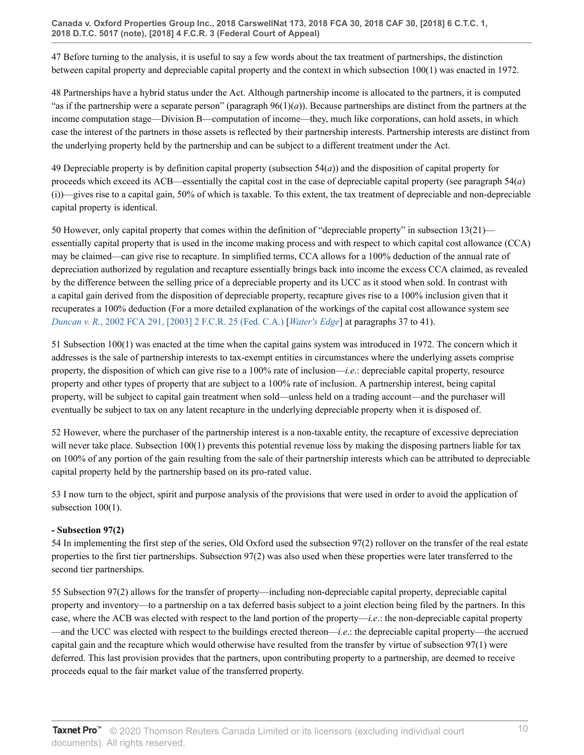47 Before turning to the analysis, it is useful to say a few words about the tax treatment of partnerships, the distinction between capital property and depreciable capital property and the context in which subsection 100(1) was enacted in 1972.

48 Partnerships have a hybrid status under the Act. Although partnership income is allocated to the partners, it is computed "as if the partnership were a separate person" (paragraph 96(1)(*a*)). Because partnerships are distinct from the partners at the income computation stage—Division B—computation of income—they, much like corporations, can hold assets, in which case the interest of the partners in those assets is reflected by their partnership interests. Partnership interests are distinct from the underlying property held by the partnership and can be subject to a different treatment under the Act.

49 Depreciable property is by definition capital property (subsection 54(*a*)) and the disposition of capital property for proceeds which exceed its ACB—essentially the capital cost in the case of depreciable capital property (see paragraph 54(*a*)(i))—gives rise to a capital gain, 50% of which is taxable. To this extent, the tax treatment of depreciable and non-depreciable capital property is identical.

50 However, only capital property that comes within the definition of "depreciable property" in subsection 13(21)—essentially capital property that is used in the income making process and with respect to which capital cost allowance (CCA) may be claimed—can give rise to recapture. In simplified terms, CCA allows for a 100% deduction of the annual rate of depreciation authorized by regulation and recapture essentially brings back into income the excess CCA claimed, as revealed by the difference between the selling price of a depreciable property and its UCC as it stood when sold. In contrast with a capital gain derived from the disposition of depreciable property, recapture gives rise to a 100% inclusion given that it recuperates a 100% deduction (For a more detailed explanation of the workings of the capital cost allowance system see *Duncan v. R.*, 2002 FCA 291, [2003] 2 F.C.R. 25 (Fed. C.A.) [*Water's Edge*] at paragraphs 37 to 41).

51 Subsection 100(1) was enacted at the time when the capital gains system was introduced in 1972. The concern which it addresses is the sale of partnership interests to tax-exempt entities in circumstances where the underlying assets comprise property, the disposition of which can give rise to a 100% rate of inclusion—*i.e.*: depreciable capital property, resource property and other types of property that are subject to a 100% rate of inclusion. A partnership interest, being capital property, will be subject to capital gain treatment when sold—unless held on a trading account—and the purchaser will eventually be subject to tax on any latent recapture in the underlying depreciable property when it is disposed of.

52 However, where the purchaser of the partnership interest is a non-taxable entity, the recapture of excessive depreciation will never take place. Subsection 100(1) prevents this potential revenue loss by making the disposing partners liable for tax on 100% of any portion of the gain resulting from the sale of their partnership interests which can be attributed to depreciable capital property held by the partnership based on its pro-rated value.

53 I now turn to the object, spirit and purpose analysis of the provisions that were used in order to avoid the application of subsection 100(1).

**- Subsection 97(2)**

54 In implementing the first step of the series, Old Oxford used the subsection 97(2) rollover on the transfer of the real estate properties to the first tier partnerships. Subsection 97(2) was also used when these properties were later transferred to the second tier partnerships.

55 Subsection 97(2) allows for the transfer of property—including non-depreciable capital property, depreciable capital property and inventory—to a partnership on a tax deferred basis subject to a joint election being filed by the partners. In this case, where the ACB was elected with respect to the land portion of the property—*i.e.*: the non-depreciable capital property—and the UCC was elected with respect to the buildings erected thereon—*i.e.*: the depreciable capital property—the accrued capital gain and the recapture which would otherwise have resulted from the transfer by virtue of subsection 97(1) were deferred. This last provision provides that the partners, upon contributing property to a partnership, are deemed to receive proceeds equal to the fair market value of the transferred property.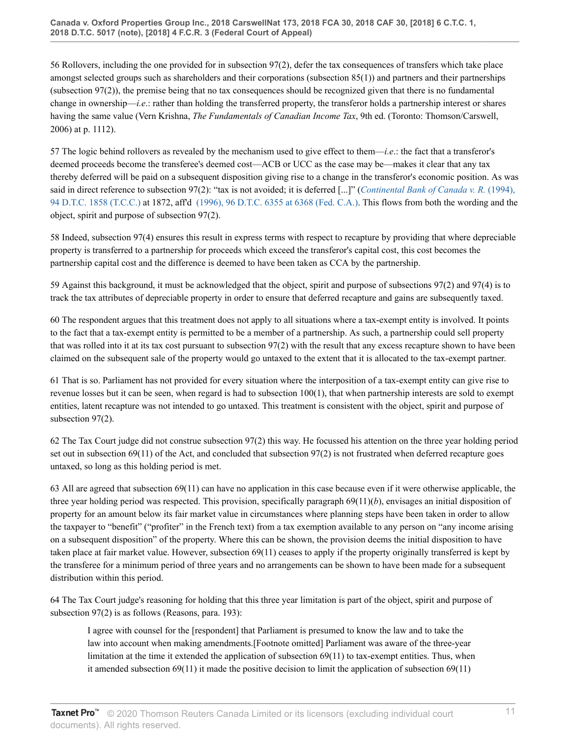56 Rollovers, including the one provided for in subsection 97(2), defer the tax consequences of transfers which take place amongst selected groups such as shareholders and their corporations (subsection 85(1)) and partners and their partnerships (subsection 97(2)), the premise being that no tax consequences should be recognized given that there is no fundamental change in ownership—*i.e.*: rather than holding the transferred property, the transferor holds a partnership interest or shares having the same value (Vern Krishna, *The Fundamentals of Canadian Income Tax*, 9th ed. (Toronto: Thomson/Carswell, 2006) at p. 1112).

57 The logic behind rollovers as revealed by the mechanism used to give effect to them—*i.e.*: the fact that a transferor's deemed proceeds become the transferee's deemed cost—ACB or UCC as the case may be—makes it clear that any tax thereby deferred will be paid on a subsequent disposition giving rise to a change in the transferor's economic position. As was said in direct reference to subsection 97(2): "tax is not avoided; it is deferred [...]" (*Continental Bank of Canada v. R.* (1994), 94 D.T.C. 1858 (T.C.C.) at 1872, aff'd (1996), 96 D.T.C. 6355 at 6368 (Fed. C.A.). This flows from both the wording and the object, spirit and purpose of subsection 97(2).

58 Indeed, subsection 97(4) ensures this result in express terms with respect to recapture by providing that where depreciable property is transferred to a partnership for proceeds which exceed the transferor's capital cost, this cost becomes the partnership capital cost and the difference is deemed to have been taken as CCA by the partnership.

59 Against this background, it must be acknowledged that the object, spirit and purpose of subsections 97(2) and 97(4) is to track the tax attributes of depreciable property in order to ensure that deferred recapture and gains are subsequently taxed.

60 The respondent argues that this treatment does not apply to all situations where a tax-exempt entity is involved. It points to the fact that a tax-exempt entity is permitted to be a member of a partnership. As such, a partnership could sell property that was rolled into it at its tax cost pursuant to subsection 97(2) with the result that any excess recapture shown to have been claimed on the subsequent sale of the property would go untaxed to the extent that it is allocated to the tax-exempt partner.

61 That is so. Parliament has not provided for every situation where the interposition of a tax-exempt entity can give rise to revenue losses but it can be seen, when regard is had to subsection 100(1), that when partnership interests are sold to exempt entities, latent recapture was not intended to go untaxed. This treatment is consistent with the object, spirit and purpose of subsection 97(2).

62 The Tax Court judge did not construe subsection 97(2) this way. He focussed his attention on the three year holding period set out in subsection 69(11) of the Act, and concluded that subsection 97(2) is not frustrated when deferred recapture goes untaxed, so long as this holding period is met.

63 All are agreed that subsection 69(11) can have no application in this case because even if it were otherwise applicable, the three year holding period was respected. This provision, specifically paragraph 69(11)(*b*), envisages an initial disposition of property for an amount below its fair market value in circumstances where planning steps have been taken in order to allow the taxpayer to "benefit" ("profiter" in the French text) from a tax exemption available to any person on "any income arising on a subsequent disposition" of the property. Where this can be shown, the provision deems the initial disposition to have taken place at fair market value. However, subsection 69(11) ceases to apply if the property originally transferred is kept by the transferee for a minimum period of three years and no arrangements can be shown to have been made for a subsequent distribution within this period.

64 The Tax Court judge's reasoning for holding that this three year limitation is part of the object, spirit and purpose of subsection 97(2) is as follows (Reasons, para. 193):

> I agree with counsel for the [respondent] that Parliament is presumed to know the law and to take the law into account when making amendments.[Footnote omitted] Parliament was aware of the three-year limitation at the time it extended the application of subsection 69(11) to tax-exempt entities. Thus, when it amended subsection 69(11) it made the positive decision to limit the application of subsection 69(11)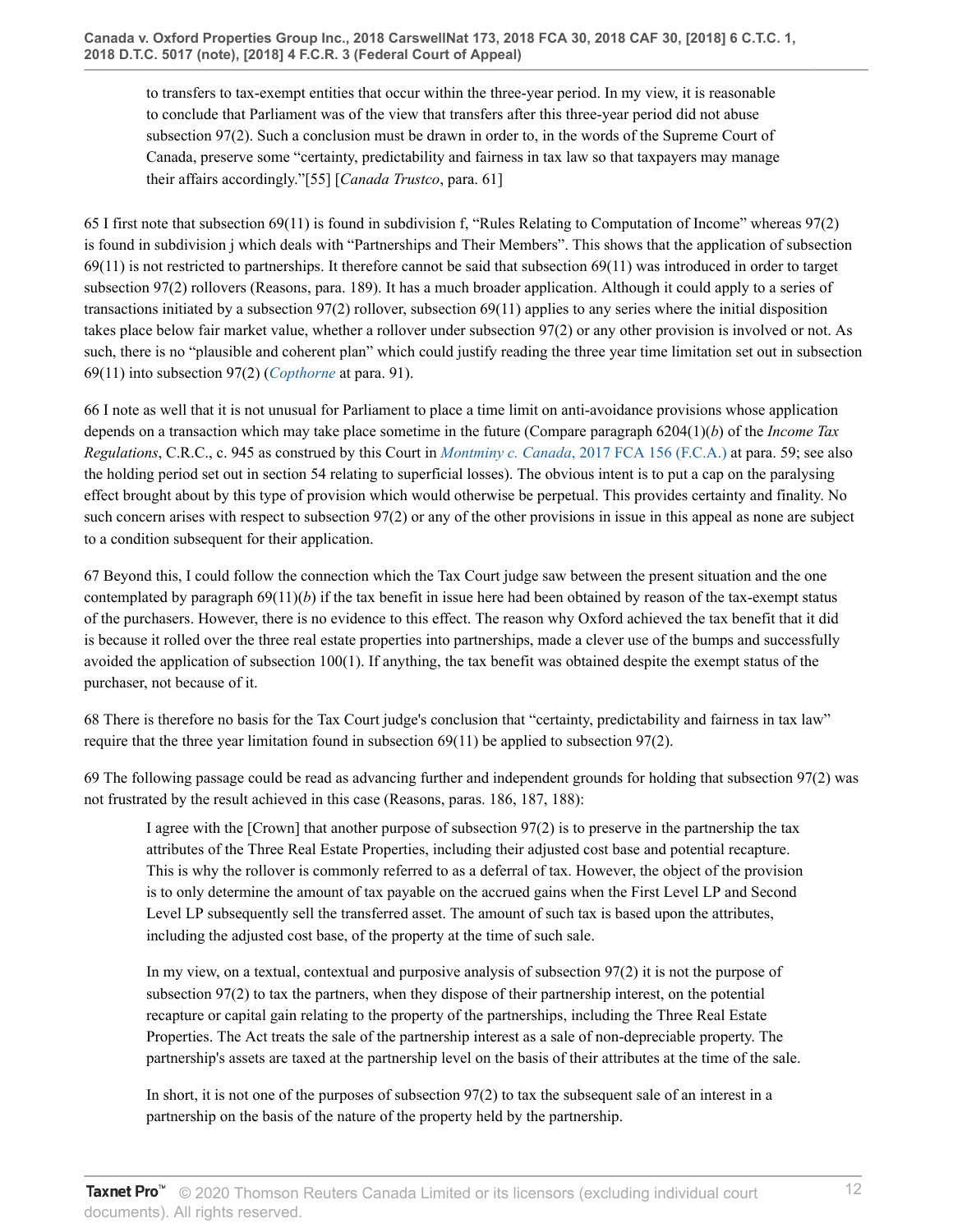> to transfers to tax-exempt entities that occur within the three-year period. In my view, it is reasonable to conclude that Parliament was of the view that transfers after this three-year period did not abuse subsection 97(2). Such a conclusion must be drawn in order to, in the words of the Supreme Court of Canada, preserve some "certainty, predictability and fairness in tax law so that taxpayers may manage their affairs accordingly."[55] [*Canada Trustco*, para. 61]

65 I first note that subsection 69(11) is found in subdivision f, "Rules Relating to Computation of Income" whereas 97(2) is found in subdivision j which deals with "Partnerships and Their Members". This shows that the application of subsection 69(11) is not restricted to partnerships. It therefore cannot be said that subsection 69(11) was introduced in order to target subsection 97(2) rollovers (Reasons, para. 189). It has a much broader application. Although it could apply to a series of transactions initiated by a subsection 97(2) rollover, subsection 69(11) applies to any series where the initial disposition takes place below fair market value, whether a rollover under subsection 97(2) or any other provision is involved or not. As such, there is no "plausible and coherent plan" which could justify reading the three year time limitation set out in subsection 69(11) into subsection 97(2) (*Copthorne* at para. 91).

66 I note as well that it is not unusual for Parliament to place a time limit on anti-avoidance provisions whose application depends on a transaction which may take place sometime in the future (Compare paragraph 6204(1)(*b*) of the *Income Tax Regulations*, C.R.C., c. 945 as construed by this Court in *Montminy c. Canada*, 2017 FCA 156 (F.C.A.) at para. 59; see also the holding period set out in section 54 relating to superficial losses). The obvious intent is to put a cap on the paralysing effect brought about by this type of provision which would otherwise be perpetual. This provides certainty and finality. No such concern arises with respect to subsection 97(2) or any of the other provisions in issue in this appeal as none are subject to a condition subsequent for their application.

67 Beyond this, I could follow the connection which the Tax Court judge saw between the present situation and the one contemplated by paragraph 69(11)(*b*) if the tax benefit in issue here had been obtained by reason of the tax-exempt status of the purchasers. However, there is no evidence to this effect. The reason why Oxford achieved the tax benefit that it did is because it rolled over the three real estate properties into partnerships, made a clever use of the bumps and successfully avoided the application of subsection 100(1). If anything, the tax benefit was obtained despite the exempt status of the purchaser, not because of it.

68 There is therefore no basis for the Tax Court judge's conclusion that "certainty, predictability and fairness in tax law" require that the three year limitation found in subsection 69(11) be applied to subsection 97(2).

69 The following passage could be read as advancing further and independent grounds for holding that subsection 97(2) was not frustrated by the result achieved in this case (Reasons, paras. 186, 187, 188):

> I agree with the [Crown] that another purpose of subsection 97(2) is to preserve in the partnership the tax attributes of the Three Real Estate Properties, including their adjusted cost base and potential recapture. This is why the rollover is commonly referred to as a deferral of tax. However, the object of the provision is to only determine the amount of tax payable on the accrued gains when the First Level LP and Second Level LP subsequently sell the transferred asset. The amount of such tax is based upon the attributes, including the adjusted cost base, of the property at the time of such sale.
>
> In my view, on a textual, contextual and purposive analysis of subsection 97(2) it is not the purpose of subsection 97(2) to tax the partners, when they dispose of their partnership interest, on the potential recapture or capital gain relating to the property of the partnerships, including the Three Real Estate Properties. The Act treats the sale of the partnership interest as a sale of non-depreciable property. The partnership's assets are taxed at the partnership level on the basis of their attributes at the time of the sale.
>
> In short, it is not one of the purposes of subsection 97(2) to tax the subsequent sale of an interest in a partnership on the basis of the nature of the property held by the partnership.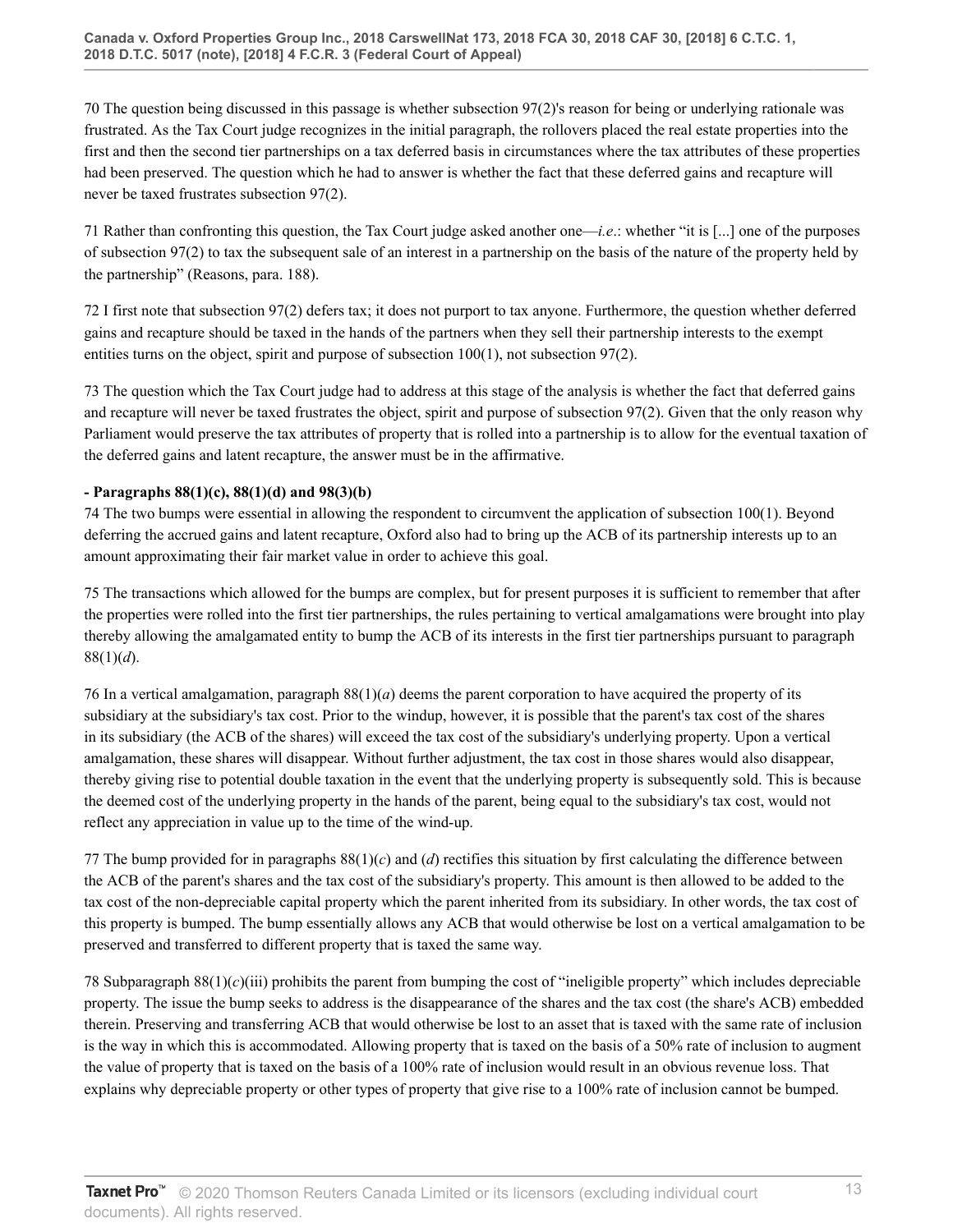70 The question being discussed in this passage is whether subsection 97(2)'s reason for being or underlying rationale was frustrated. As the Tax Court judge recognizes in the initial paragraph, the rollovers placed the real estate properties into the first and then the second tier partnerships on a tax deferred basis in circumstances where the tax attributes of these properties had been preserved. The question which he had to answer is whether the fact that these deferred gains and recapture will never be taxed frustrates subsection 97(2).

71 Rather than confronting this question, the Tax Court judge asked another one—*i.e.*: whether "it is [...] one of the purposes of subsection 97(2) to tax the subsequent sale of an interest in a partnership on the basis of the nature of the property held by the partnership" (Reasons, para. 188).

72 I first note that subsection 97(2) defers tax; it does not purport to tax anyone. Furthermore, the question whether deferred gains and recapture should be taxed in the hands of the partners when they sell their partnership interests to the exempt entities turns on the object, spirit and purpose of subsection 100(1), not subsection 97(2).

73 The question which the Tax Court judge had to address at this stage of the analysis is whether the fact that deferred gains and recapture will never be taxed frustrates the object, spirit and purpose of subsection 97(2). Given that the only reason why Parliament would preserve the tax attributes of property that is rolled into a partnership is to allow for the eventual taxation of the deferred gains and latent recapture, the answer must be in the affirmative.

**- Paragraphs 88(1)(c), 88(1)(d) and 98(3)(b)**

74 The two bumps were essential in allowing the respondent to circumvent the application of subsection 100(1). Beyond deferring the accrued gains and latent recapture, Oxford also had to bring up the ACB of its partnership interests up to an amount approximating their fair market value in order to achieve this goal.

75 The transactions which allowed for the bumps are complex, but for present purposes it is sufficient to remember that after the properties were rolled into the first tier partnerships, the rules pertaining to vertical amalgamations were brought into play thereby allowing the amalgamated entity to bump the ACB of its interests in the first tier partnerships pursuant to paragraph 88(1)(*d*).

76 In a vertical amalgamation, paragraph 88(1)(*a*) deems the parent corporation to have acquired the property of its subsidiary at the subsidiary's tax cost. Prior to the windup, however, it is possible that the parent's tax cost of the shares in its subsidiary (the ACB of the shares) will exceed the tax cost of the subsidiary's underlying property. Upon a vertical amalgamation, these shares will disappear. Without further adjustment, the tax cost in those shares would also disappear, thereby giving rise to potential double taxation in the event that the underlying property is subsequently sold. This is because the deemed cost of the underlying property in the hands of the parent, being equal to the subsidiary's tax cost, would not reflect any appreciation in value up to the time of the wind-up.

77 The bump provided for in paragraphs 88(1)(*c*) and (*d*) rectifies this situation by first calculating the difference between the ACB of the parent's shares and the tax cost of the subsidiary's property. This amount is then allowed to be added to the tax cost of the non-depreciable capital property which the parent inherited from its subsidiary. In other words, the tax cost of this property is bumped. The bump essentially allows any ACB that would otherwise be lost on a vertical amalgamation to be preserved and transferred to different property that is taxed the same way.

78 Subparagraph 88(1)(*c*)(iii) prohibits the parent from bumping the cost of "ineligible property" which includes depreciable property. The issue the bump seeks to address is the disappearance of the shares and the tax cost (the share's ACB) embedded therein. Preserving and transferring ACB that would otherwise be lost to an asset that is taxed with the same rate of inclusion is the way in which this is accommodated. Allowing property that is taxed on the basis of a 50% rate of inclusion to augment the value of property that is taxed on the basis of a 100% rate of inclusion would result in an obvious revenue loss. That explains why depreciable property or other types of property that give rise to a 100% rate of inclusion cannot be bumped.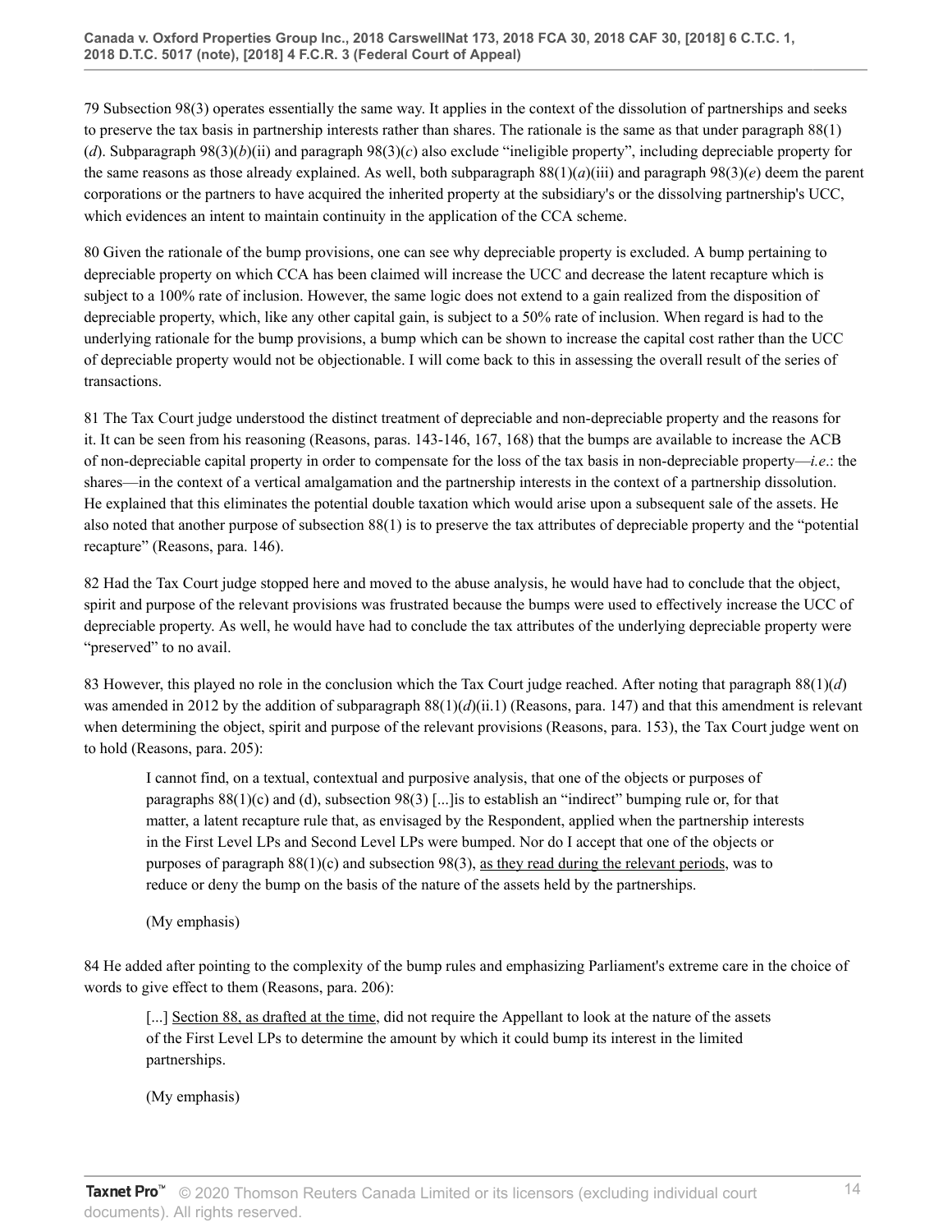79 Subsection 98(3) operates essentially the same way. It applies in the context of the dissolution of partnerships and seeks to preserve the tax basis in partnership interests rather than shares. The rationale is the same as that under paragraph 88(1)(*d*). Subparagraph 98(3)(*b*)(ii) and paragraph 98(3)(*c*) also exclude "ineligible property", including depreciable property for the same reasons as those already explained. As well, both subparagraph 88(1)(*a*)(iii) and paragraph 98(3)(*e*) deem the parent corporations or the partners to have acquired the inherited property at the subsidiary's or the dissolving partnership's UCC, which evidences an intent to maintain continuity in the application of the CCA scheme.

80 Given the rationale of the bump provisions, one can see why depreciable property is excluded. A bump pertaining to depreciable property on which CCA has been claimed will increase the UCC and decrease the latent recapture which is subject to a 100% rate of inclusion. However, the same logic does not extend to a gain realized from the disposition of depreciable property, which, like any other capital gain, is subject to a 50% rate of inclusion. When regard is had to the underlying rationale for the bump provisions, a bump which can be shown to increase the capital cost rather than the UCC of depreciable property would not be objectionable. I will come back to this in assessing the overall result of the series of transactions.

81 The Tax Court judge understood the distinct treatment of depreciable and non-depreciable property and the reasons for it. It can be seen from his reasoning (Reasons, paras. 143-146, 167, 168) that the bumps are available to increase the ACB of non-depreciable capital property in order to compensate for the loss of the tax basis in non-depreciable property—*i.e.*: the shares—in the context of a vertical amalgamation and the partnership interests in the context of a partnership dissolution. He explained that this eliminates the potential double taxation which would arise upon a subsequent sale of the assets. He also noted that another purpose of subsection 88(1) is to preserve the tax attributes of depreciable property and the "potential recapture" (Reasons, para. 146).

82 Had the Tax Court judge stopped here and moved to the abuse analysis, he would have had to conclude that the object, spirit and purpose of the relevant provisions was frustrated because the bumps were used to effectively increase the UCC of depreciable property. As well, he would have had to conclude the tax attributes of the underlying depreciable property were "preserved" to no avail.

83 However, this played no role in the conclusion which the Tax Court judge reached. After noting that paragraph 88(1)(*d*) was amended in 2012 by the addition of subparagraph 88(1)(*d*)(ii.1) (Reasons, para. 147) and that this amendment is relevant when determining the object, spirit and purpose of the relevant provisions (Reasons, para. 153), the Tax Court judge went on to hold (Reasons, para. 205):

> I cannot find, on a textual, contextual and purposive analysis, that one of the objects or purposes of paragraphs 88(1)(c) and (d), subsection 98(3) [...]is to establish an "indirect" bumping rule or, for that matter, a latent recapture rule that, as envisaged by the Respondent, applied when the partnership interests in the First Level LPs and Second Level LPs were bumped. Nor do I accept that one of the objects or purposes of paragraph 88(1)(c) and subsection 98(3), <u>as they read during the relevant periods</u>, was to reduce or deny the bump on the basis of the nature of the assets held by the partnerships.
>
> (My emphasis)

84 He added after pointing to the complexity of the bump rules and emphasizing Parliament's extreme care in the choice of words to give effect to them (Reasons, para. 206):

> [...] <u>Section 88, as drafted at the time</u>, did not require the Appellant to look at the nature of the assets of the First Level LPs to determine the amount by which it could bump its interest in the limited partnerships.
>
> (My emphasis)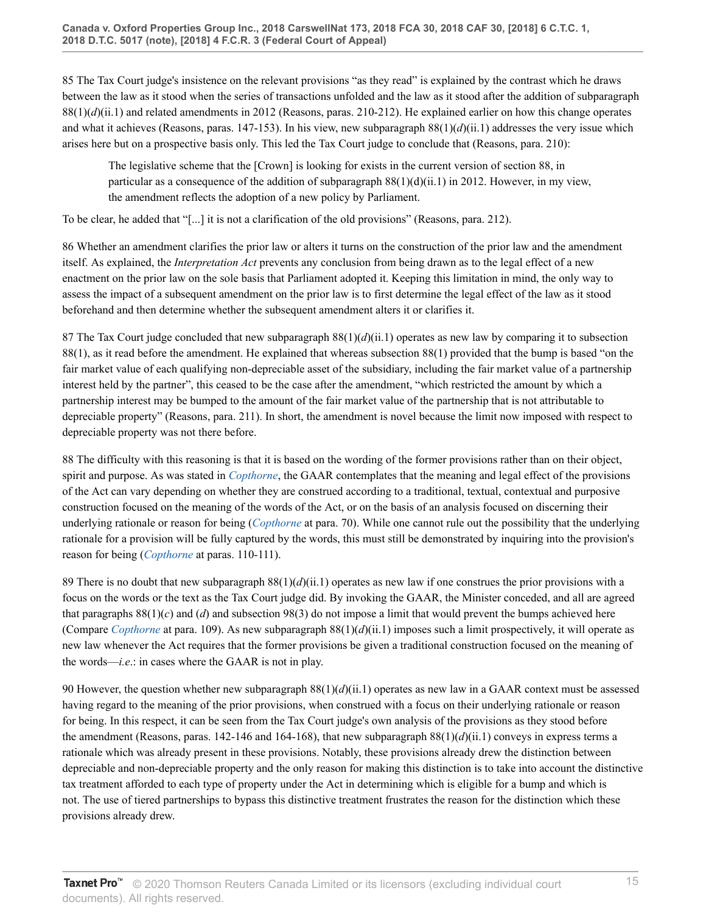85 The Tax Court judge's insistence on the relevant provisions "as they read" is explained by the contrast which he draws between the law as it stood when the series of transactions unfolded and the law as it stood after the addition of subparagraph 88(1)(*d*)(ii.1) and related amendments in 2012 (Reasons, paras. 210-212). He explained earlier on how this change operates and what it achieves (Reasons, paras. 147-153). In his view, new subparagraph 88(1)(*d*)(ii.1) addresses the very issue which arises here but on a prospective basis only. This led the Tax Court judge to conclude that (Reasons, para. 210):

> The legislative scheme that the [Crown] is looking for exists in the current version of section 88, in particular as a consequence of the addition of subparagraph 88(1)(d)(ii.1) in 2012. However, in my view, the amendment reflects the adoption of a new policy by Parliament.

To be clear, he added that "[...] it is not a clarification of the old provisions" (Reasons, para. 212).

86 Whether an amendment clarifies the prior law or alters it turns on the construction of the prior law and the amendment itself. As explained, the *Interpretation Act* prevents any conclusion from being drawn as to the legal effect of a new enactment on the prior law on the sole basis that Parliament adopted it. Keeping this limitation in mind, the only way to assess the impact of a subsequent amendment on the prior law is to first determine the legal effect of the law as it stood beforehand and then determine whether the subsequent amendment alters it or clarifies it.

87 The Tax Court judge concluded that new subparagraph 88(1)(*d*)(ii.1) operates as new law by comparing it to subsection 88(1), as it read before the amendment. He explained that whereas subsection 88(1) provided that the bump is based "on the fair market value of each qualifying non-depreciable asset of the subsidiary, including the fair market value of a partnership interest held by the partner", this ceased to be the case after the amendment, "which restricted the amount by which a partnership interest may be bumped to the amount of the fair market value of the partnership that is not attributable to depreciable property" (Reasons, para. 211). In short, the amendment is novel because the limit now imposed with respect to depreciable property was not there before.

88 The difficulty with this reasoning is that it is based on the wording of the former provisions rather than on their object, spirit and purpose. As was stated in *Copthorne*, the GAAR contemplates that the meaning and legal effect of the provisions of the Act can vary depending on whether they are construed according to a traditional, textual, contextual and purposive construction focused on the meaning of the words of the Act, or on the basis of an analysis focused on discerning their underlying rationale or reason for being (*Copthorne* at para. 70). While one cannot rule out the possibility that the underlying rationale for a provision will be fully captured by the words, this must still be demonstrated by inquiring into the provision's reason for being (*Copthorne* at paras. 110-111).

89 There is no doubt that new subparagraph 88(1)(*d*)(ii.1) operates as new law if one construes the prior provisions with a focus on the words or the text as the Tax Court judge did. By invoking the GAAR, the Minister conceded, and all are agreed that paragraphs 88(1)(*c*) and (*d*) and subsection 98(3) do not impose a limit that would prevent the bumps achieved here (Compare *Copthorne* at para. 109). As new subparagraph 88(1)(*d*)(ii.1) imposes such a limit prospectively, it will operate as new law whenever the Act requires that the former provisions be given a traditional construction focused on the meaning of the words—*i.e.*: in cases where the GAAR is not in play.

90 However, the question whether new subparagraph 88(1)(*d*)(ii.1) operates as new law in a GAAR context must be assessed having regard to the meaning of the prior provisions, when construed with a focus on their underlying rationale or reason for being. In this respect, it can be seen from the Tax Court judge's own analysis of the provisions as they stood before the amendment (Reasons, paras. 142-146 and 164-168), that new subparagraph 88(1)(*d*)(ii.1) conveys in express terms a rationale which was already present in these provisions. Notably, these provisions already drew the distinction between depreciable and non-depreciable property and the only reason for making this distinction is to take into account the distinctive tax treatment afforded to each type of property under the Act in determining which is eligible for a bump and which is not. The use of tiered partnerships to bypass this distinctive treatment frustrates the reason for the distinction which these provisions already drew.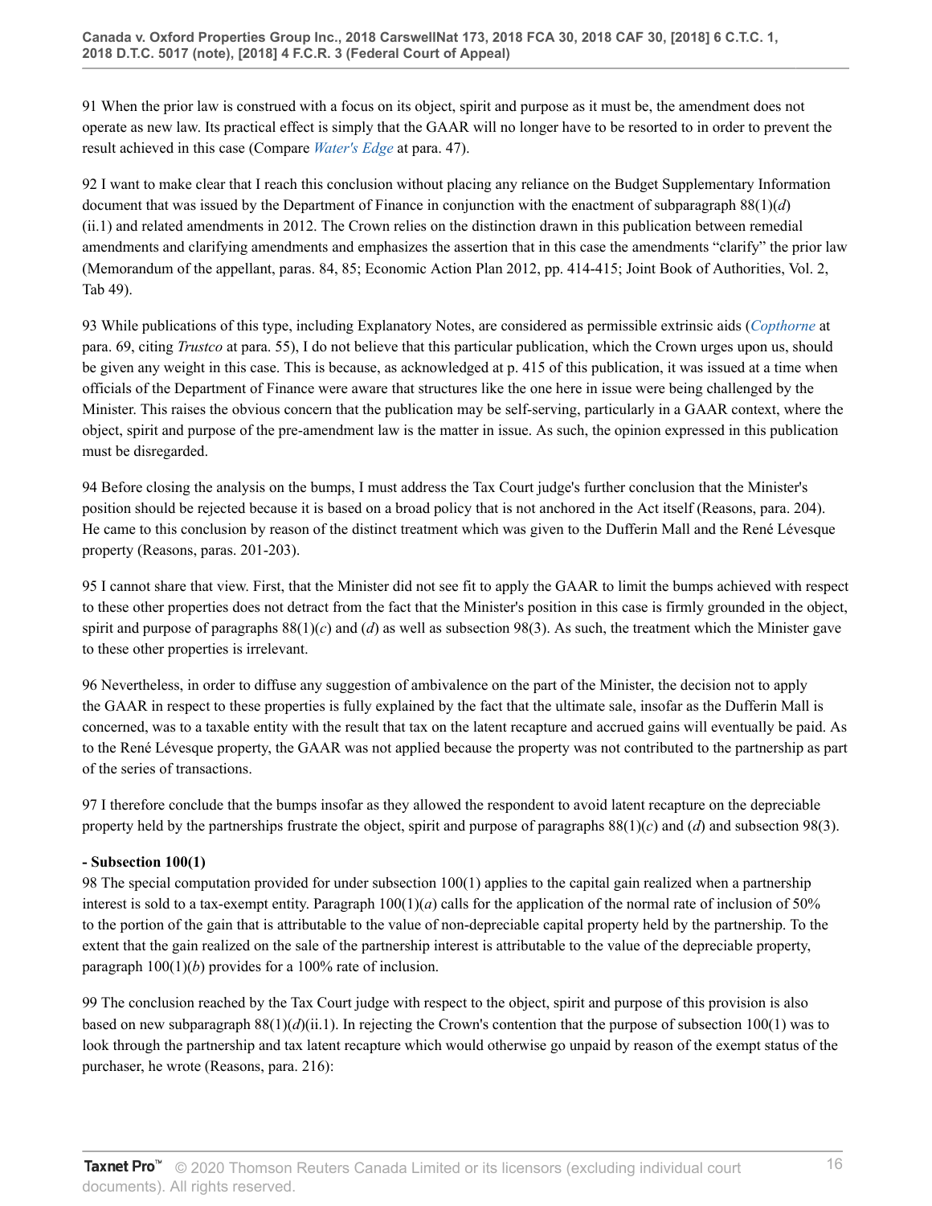91 When the prior law is construed with a focus on its object, spirit and purpose as it must be, the amendment does not operate as new law. Its practical effect is simply that the GAAR will no longer have to be resorted to in order to prevent the result achieved in this case (Compare *Water's Edge* at para. 47).

92 I want to make clear that I reach this conclusion without placing any reliance on the Budget Supplementary Information document that was issued by the Department of Finance in conjunction with the enactment of subparagraph 88(1)(*d*)(ii.1) and related amendments in 2012. The Crown relies on the distinction drawn in this publication between remedial amendments and clarifying amendments and emphasizes the assertion that in this case the amendments "clarify" the prior law (Memorandum of the appellant, paras. 84, 85; Economic Action Plan 2012, pp. 414-415; Joint Book of Authorities, Vol. 2, Tab 49).

93 While publications of this type, including Explanatory Notes, are considered as permissible extrinsic aids (*Copthorne* at para. 69, citing *Trustco* at para. 55), I do not believe that this particular publication, which the Crown urges upon us, should be given any weight in this case. This is because, as acknowledged at p. 415 of this publication, it was issued at a time when officials of the Department of Finance were aware that structures like the one here in issue were being challenged by the Minister. This raises the obvious concern that the publication may be self-serving, particularly in a GAAR context, where the object, spirit and purpose of the pre-amendment law is the matter in issue. As such, the opinion expressed in this publication must be disregarded.

94 Before closing the analysis on the bumps, I must address the Tax Court judge's further conclusion that the Minister's position should be rejected because it is based on a broad policy that is not anchored in the Act itself (Reasons, para. 204). He came to this conclusion by reason of the distinct treatment which was given to the Dufferin Mall and the René Lévesque property (Reasons, paras. 201-203).

95 I cannot share that view. First, that the Minister did not see fit to apply the GAAR to limit the bumps achieved with respect to these other properties does not detract from the fact that the Minister's position in this case is firmly grounded in the object, spirit and purpose of paragraphs 88(1)(*c*) and (*d*) as well as subsection 98(3). As such, the treatment which the Minister gave to these other properties is irrelevant.

96 Nevertheless, in order to diffuse any suggestion of ambivalence on the part of the Minister, the decision not to apply the GAAR in respect to these properties is fully explained by the fact that the ultimate sale, insofar as the Dufferin Mall is concerned, was to a taxable entity with the result that tax on the latent recapture and accrued gains will eventually be paid. As to the René Lévesque property, the GAAR was not applied because the property was not contributed to the partnership as part of the series of transactions.

97 I therefore conclude that the bumps insofar as they allowed the respondent to avoid latent recapture on the depreciable property held by the partnerships frustrate the object, spirit and purpose of paragraphs 88(1)(*c*) and (*d*) and subsection 98(3).

**- Subsection 100(1)**

98 The special computation provided for under subsection 100(1) applies to the capital gain realized when a partnership interest is sold to a tax-exempt entity. Paragraph 100(1)(*a*) calls for the application of the normal rate of inclusion of 50% to the portion of the gain that is attributable to the value of non-depreciable capital property held by the partnership. To the extent that the gain realized on the sale of the partnership interest is attributable to the value of the depreciable property, paragraph 100(1)(*b*) provides for a 100% rate of inclusion.

99 The conclusion reached by the Tax Court judge with respect to the object, spirit and purpose of this provision is also based on new subparagraph 88(1)(*d*)(ii.1). In rejecting the Crown's contention that the purpose of subsection 100(1) was to look through the partnership and tax latent recapture which would otherwise go unpaid by reason of the exempt status of the purchaser, he wrote (Reasons, para. 216):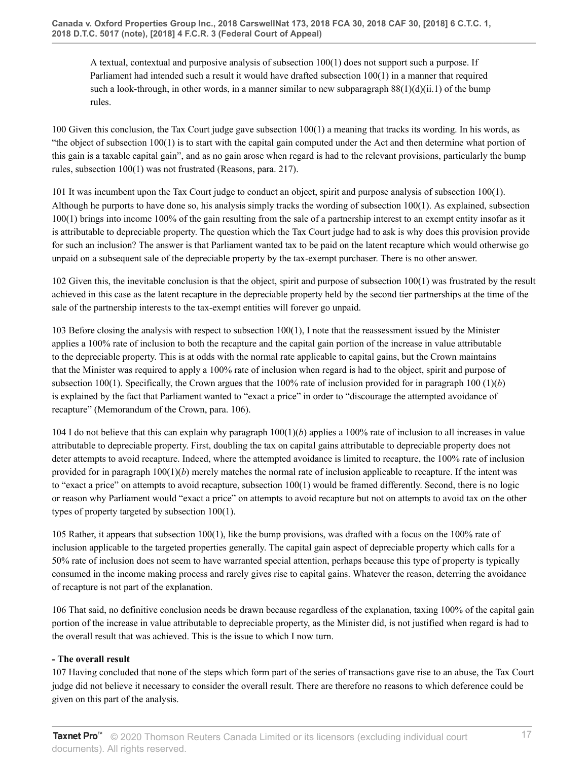> A textual, contextual and purposive analysis of subsection 100(1) does not support such a purpose. If Parliament had intended such a result it would have drafted subsection 100(1) in a manner that required such a look-through, in other words, in a manner similar to new subparagraph 88(1)(d)(ii.1) of the bump rules.

100 Given this conclusion, the Tax Court judge gave subsection 100(1) a meaning that tracks its wording. In his words, as "the object of subsection 100(1) is to start with the capital gain computed under the Act and then determine what portion of this gain is a taxable capital gain", and as no gain arose when regard is had to the relevant provisions, particularly the bump rules, subsection 100(1) was not frustrated (Reasons, para. 217).

101 It was incumbent upon the Tax Court judge to conduct an object, spirit and purpose analysis of subsection 100(1). Although he purports to have done so, his analysis simply tracks the wording of subsection 100(1). As explained, subsection 100(1) brings into income 100% of the gain resulting from the sale of a partnership interest to an exempt entity insofar as it is attributable to depreciable property. The question which the Tax Court judge had to ask is why does this provision provide for such an inclusion? The answer is that Parliament wanted tax to be paid on the latent recapture which would otherwise go unpaid on a subsequent sale of the depreciable property by the tax-exempt purchaser. There is no other answer.

102 Given this, the inevitable conclusion is that the object, spirit and purpose of subsection 100(1) was frustrated by the result achieved in this case as the latent recapture in the depreciable property held by the second tier partnerships at the time of the sale of the partnership interests to the tax-exempt entities will forever go unpaid.

103 Before closing the analysis with respect to subsection 100(1), I note that the reassessment issued by the Minister applies a 100% rate of inclusion to both the recapture and the capital gain portion of the increase in value attributable to the depreciable property. This is at odds with the normal rate applicable to capital gains, but the Crown maintains that the Minister was required to apply a 100% rate of inclusion when regard is had to the object, spirit and purpose of subsection 100(1). Specifically, the Crown argues that the 100% rate of inclusion provided for in paragraph 100 (1)(*b*) is explained by the fact that Parliament wanted to "exact a price" in order to "discourage the attempted avoidance of recapture" (Memorandum of the Crown, para. 106).

104 I do not believe that this can explain why paragraph 100(1)(*b*) applies a 100% rate of inclusion to all increases in value attributable to depreciable property. First, doubling the tax on capital gains attributable to depreciable property does not deter attempts to avoid recapture. Indeed, where the attempted avoidance is limited to recapture, the 100% rate of inclusion provided for in paragraph 100(1)(*b*) merely matches the normal rate of inclusion applicable to recapture. If the intent was to "exact a price" on attempts to avoid recapture, subsection 100(1) would be framed differently. Second, there is no logic or reason why Parliament would "exact a price" on attempts to avoid recapture but not on attempts to avoid tax on the other types of property targeted by subsection 100(1).

105 Rather, it appears that subsection 100(1), like the bump provisions, was drafted with a focus on the 100% rate of inclusion applicable to the targeted properties generally. The capital gain aspect of depreciable property which calls for a 50% rate of inclusion does not seem to have warranted special attention, perhaps because this type of property is typically consumed in the income making process and rarely gives rise to capital gains. Whatever the reason, deterring the avoidance of recapture is not part of the explanation.

106 That said, no definitive conclusion needs be drawn because regardless of the explanation, taxing 100% of the capital gain portion of the increase in value attributable to depreciable property, as the Minister did, is not justified when regard is had to the overall result that was achieved. This is the issue to which I now turn.

**- The overall result**

107 Having concluded that none of the steps which form part of the series of transactions gave rise to an abuse, the Tax Court judge did not believe it necessary to consider the overall result. There are therefore no reasons to which deference could be given on this part of the analysis.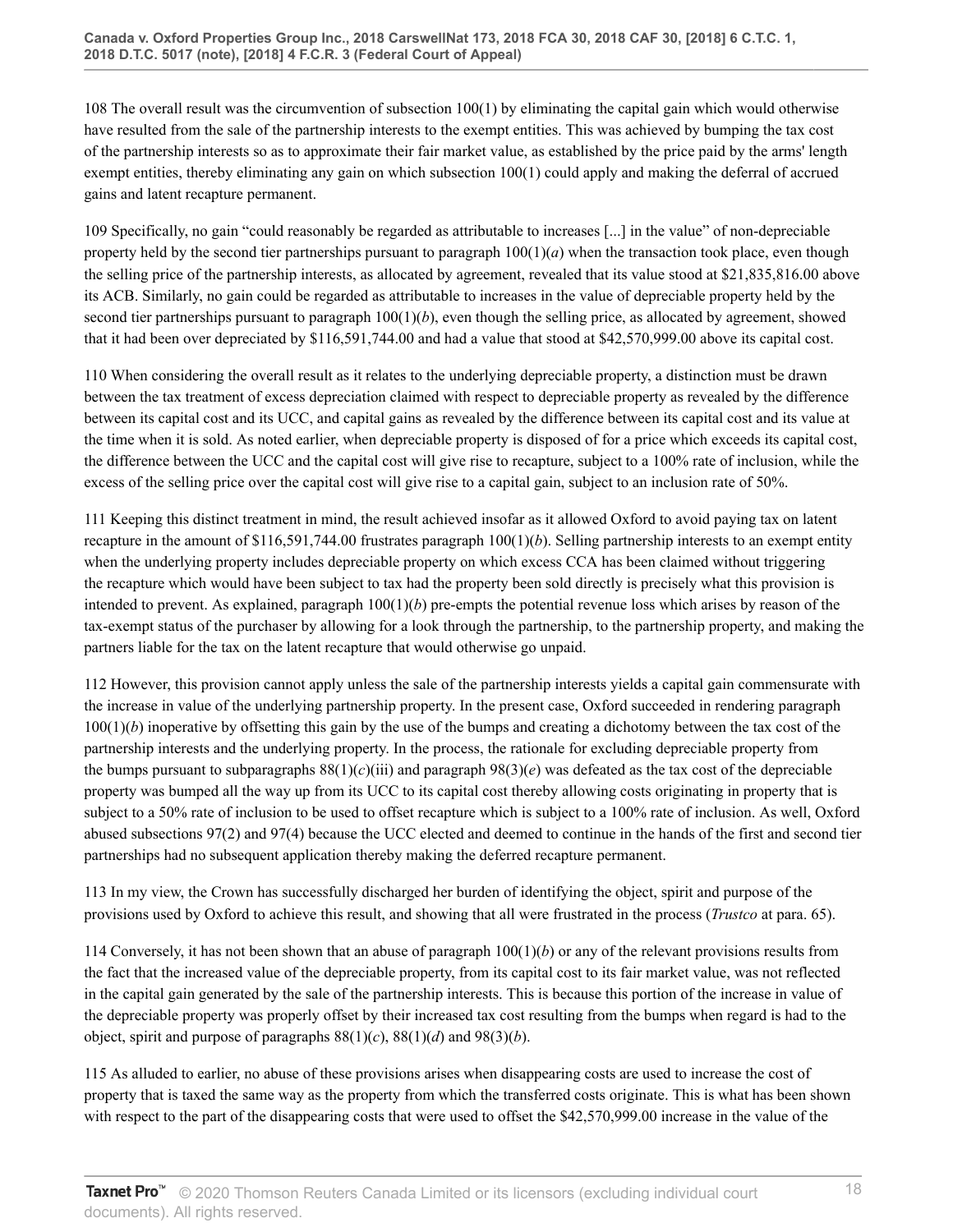108 The overall result was the circumvention of subsection 100(1) by eliminating the capital gain which would otherwise have resulted from the sale of the partnership interests to the exempt entities. This was achieved by bumping the tax cost of the partnership interests so as to approximate their fair market value, as established by the price paid by the arms' length exempt entities, thereby eliminating any gain on which subsection 100(1) could apply and making the deferral of accrued gains and latent recapture permanent.

109 Specifically, no gain "could reasonably be regarded as attributable to increases [...] in the value" of non-depreciable property held by the second tier partnerships pursuant to paragraph 100(1)(*a*) when the transaction took place, even though the selling price of the partnership interests, as allocated by agreement, revealed that its value stood at $21,835,816.00 above its ACB. Similarly, no gain could be regarded as attributable to increases in the value of depreciable property held by the second tier partnerships pursuant to paragraph 100(1)(*b*), even though the selling price, as allocated by agreement, showed that it had been over depreciated by $116,591,744.00 and had a value that stood at $42,570,999.00 above its capital cost.

110 When considering the overall result as it relates to the underlying depreciable property, a distinction must be drawn between the tax treatment of excess depreciation claimed with respect to depreciable property as revealed by the difference between its capital cost and its UCC, and capital gains as revealed by the difference between its capital cost and its value at the time when it is sold. As noted earlier, when depreciable property is disposed of for a price which exceeds its capital cost, the difference between the UCC and the capital cost will give rise to recapture, subject to a 100% rate of inclusion, while the excess of the selling price over the capital cost will give rise to a capital gain, subject to an inclusion rate of 50%.

111 Keeping this distinct treatment in mind, the result achieved insofar as it allowed Oxford to avoid paying tax on latent recapture in the amount of $116,591,744.00 frustrates paragraph 100(1)(*b*). Selling partnership interests to an exempt entity when the underlying property includes depreciable property on which excess CCA has been claimed without triggering the recapture which would have been subject to tax had the property been sold directly is precisely what this provision is intended to prevent. As explained, paragraph 100(1)(*b*) pre-empts the potential revenue loss which arises by reason of the tax-exempt status of the purchaser by allowing for a look through the partnership, to the partnership property, and making the partners liable for the tax on the latent recapture that would otherwise go unpaid.

112 However, this provision cannot apply unless the sale of the partnership interests yields a capital gain commensurate with the increase in value of the underlying partnership property. In the present case, Oxford succeeded in rendering paragraph 100(1)(*b*) inoperative by offsetting this gain by the use of the bumps and creating a dichotomy between the tax cost of the partnership interests and the underlying property. In the process, the rationale for excluding depreciable property from the bumps pursuant to subparagraphs 88(1)(*c*)(iii) and paragraph 98(3)(*e*) was defeated as the tax cost of the depreciable property was bumped all the way up from its UCC to its capital cost thereby allowing costs originating in property that is subject to a 50% rate of inclusion to be used to offset recapture which is subject to a 100% rate of inclusion. As well, Oxford abused subsections 97(2) and 97(4) because the UCC elected and deemed to continue in the hands of the first and second tier partnerships had no subsequent application thereby making the deferred recapture permanent.

113 In my view, the Crown has successfully discharged her burden of identifying the object, spirit and purpose of the provisions used by Oxford to achieve this result, and showing that all were frustrated in the process (*Trustco* at para. 65).

114 Conversely, it has not been shown that an abuse of paragraph 100(1)(*b*) or any of the relevant provisions results from the fact that the increased value of the depreciable property, from its capital cost to its fair market value, was not reflected in the capital gain generated by the sale of the partnership interests. This is because this portion of the increase in value of the depreciable property was properly offset by their increased tax cost resulting from the bumps when regard is had to the object, spirit and purpose of paragraphs 88(1)(*c*), 88(1)(*d*) and 98(3)(*b*).

115 As alluded to earlier, no abuse of these provisions arises when disappearing costs are used to increase the cost of property that is taxed the same way as the property from which the transferred costs originate. This is what has been shown with respect to the part of the disappearing costs that were used to offset the $42,570,999.00 increase in the value of the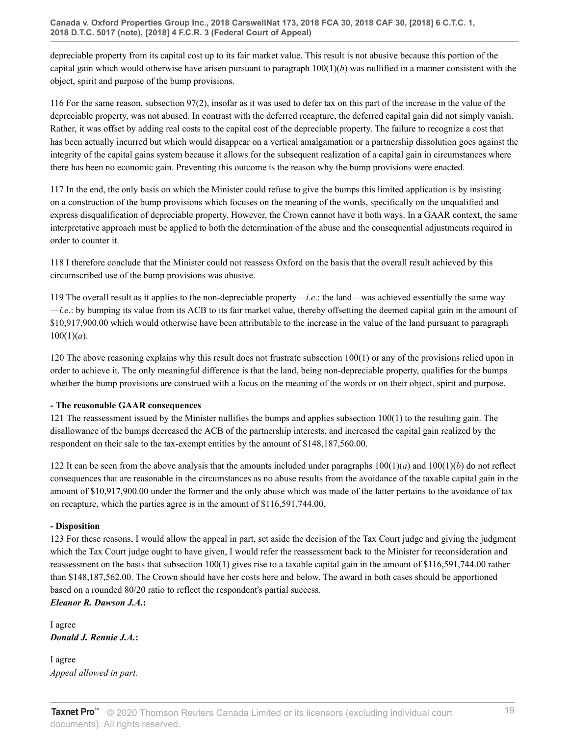depreciable property from its capital cost up to its fair market value. This result is not abusive because this portion of the capital gain which would otherwise have arisen pursuant to paragraph 100(1)(*b*) was nullified in a manner consistent with the object, spirit and purpose of the bump provisions.

116 For the same reason, subsection 97(2), insofar as it was used to defer tax on this part of the increase in the value of the depreciable property, was not abused. In contrast with the deferred recapture, the deferred capital gain did not simply vanish. Rather, it was offset by adding real costs to the capital cost of the depreciable property. The failure to recognize a cost that has been actually incurred but which would disappear on a vertical amalgamation or a partnership dissolution goes against the integrity of the capital gains system because it allows for the subsequent realization of a capital gain in circumstances where there has been no economic gain. Preventing this outcome is the reason why the bump provisions were enacted.

117 In the end, the only basis on which the Minister could refuse to give the bumps this limited application is by insisting on a construction of the bump provisions which focuses on the meaning of the words, specifically on the unqualified and express disqualification of depreciable property. However, the Crown cannot have it both ways. In a GAAR context, the same interpretative approach must be applied to both the determination of the abuse and the consequential adjustments required in order to counter it.

118 I therefore conclude that the Minister could not reassess Oxford on the basis that the overall result achieved by this circumscribed use of the bump provisions was abusive.

119 The overall result as it applies to the non-depreciable property—*i.e.*: the land—was achieved essentially the same way—*i.e.*: by bumping its value from its ACB to its fair market value, thereby offsetting the deemed capital gain in the amount of $10,917,900.00 which would otherwise have been attributable to the increase in the value of the land pursuant to paragraph 100(1)(*a*).

120 The above reasoning explains why this result does not frustrate subsection 100(1) or any of the provisions relied upon in order to achieve it. The only meaningful difference is that the land, being non-depreciable property, qualifies for the bumps whether the bump provisions are construed with a focus on the meaning of the words or on their object, spirit and purpose.

**- The reasonable GAAR consequences**

121 The reassessment issued by the Minister nullifies the bumps and applies subsection 100(1) to the resulting gain. The disallowance of the bumps decreased the ACB of the partnership interests, and increased the capital gain realized by the respondent on their sale to the tax-exempt entities by the amount of $148,187,560.00.

122 It can be seen from the above analysis that the amounts included under paragraphs 100(1)(*a*) and 100(1)(*b*) do not reflect consequences that are reasonable in the circumstances as no abuse results from the avoidance of the taxable capital gain in the amount of $10,917,900.00 under the former and the only abuse which was made of the latter pertains to the avoidance of tax on recapture, which the parties agree is in the amount of $116,591,744.00.

**- Disposition**

123 For these reasons, I would allow the appeal in part, set aside the decision of the Tax Court judge and giving the judgment which the Tax Court judge ought to have given, I would refer the reassessment back to the Minister for reconsideration and reassessment on the basis that subsection 100(1) gives rise to a taxable capital gain in the amount of $116,591,744.00 rather than $148,187,562.00. The Crown should have her costs here and below. The award in both cases should be apportioned based on a rounded 80/20 ratio to reflect the respondent's partial success.

***Eleanor R. Dawson J.A.*:**

I agree

***Donald J. Rennie J.A.*:**

I agree

*Appeal allowed in part.*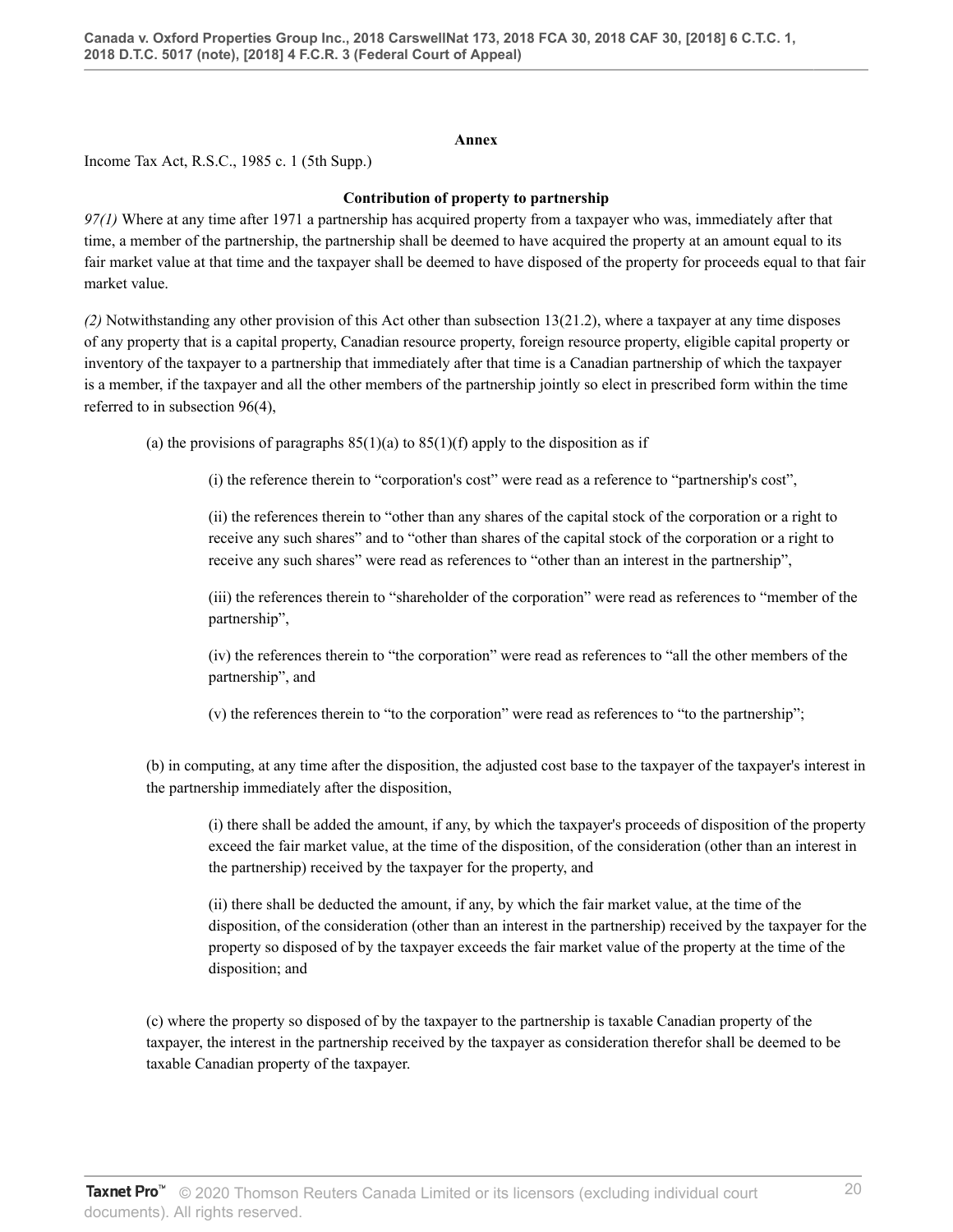**Annex**

Income Tax Act, R.S.C., 1985 c. 1 (5th Supp.)

**Contribution of property to partnership**

*97(1)* Where at any time after 1971 a partnership has acquired property from a taxpayer who was, immediately after that time, a member of the partnership, the partnership shall be deemed to have acquired the property at an amount equal to its fair market value at that time and the taxpayer shall be deemed to have disposed of the property for proceeds equal to that fair market value.

*(2)* Notwithstanding any other provision of this Act other than subsection 13(21.2), where a taxpayer at any time disposes of any property that is a capital property, Canadian resource property, foreign resource property, eligible capital property or inventory of the taxpayer to a partnership that immediately after that time is a Canadian partnership of which the taxpayer is a member, if the taxpayer and all the other members of the partnership jointly so elect in prescribed form within the time referred to in subsection 96(4),

(a) the provisions of paragraphs 85(1)(a) to 85(1)(f) apply to the disposition as if

(i) the reference therein to "corporation's cost" were read as a reference to "partnership's cost",

(ii) the references therein to "other than any shares of the capital stock of the corporation or a right to receive any such shares" and to "other than shares of the capital stock of the corporation or a right to receive any such shares" were read as references to "other than an interest in the partnership",

(iii) the references therein to "shareholder of the corporation" were read as references to "member of the partnership",

(iv) the references therein to "the corporation" were read as references to "all the other members of the partnership", and

(v) the references therein to "to the corporation" were read as references to "to the partnership";

(b) in computing, at any time after the disposition, the adjusted cost base to the taxpayer of the taxpayer's interest in the partnership immediately after the disposition,

(i) there shall be added the amount, if any, by which the taxpayer's proceeds of disposition of the property exceed the fair market value, at the time of the disposition, of the consideration (other than an interest in the partnership) received by the taxpayer for the property, and

(ii) there shall be deducted the amount, if any, by which the fair market value, at the time of the disposition, of the consideration (other than an interest in the partnership) received by the taxpayer for the property so disposed of by the taxpayer exceeds the fair market value of the property at the time of the disposition; and

(c) where the property so disposed of by the taxpayer to the partnership is taxable Canadian property of the taxpayer, the interest in the partnership received by the taxpayer as consideration therefor shall be deemed to be taxable Canadian property of the taxpayer.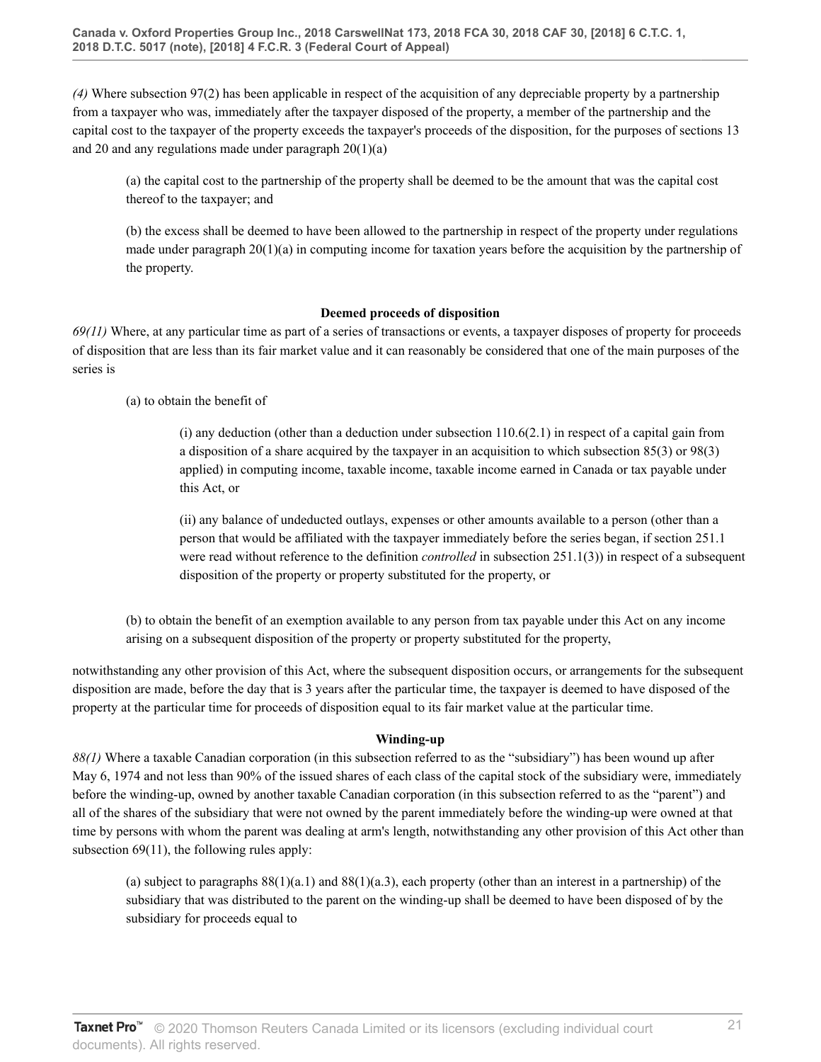*(4)* Where subsection 97(2) has been applicable in respect of the acquisition of any depreciable property by a partnership from a taxpayer who was, immediately after the taxpayer disposed of the property, a member of the partnership and the capital cost to the taxpayer of the property exceeds the taxpayer's proceeds of the disposition, for the purposes of sections 13 and 20 and any regulations made under paragraph 20(1)(a)

> (a) the capital cost to the partnership of the property shall be deemed to be the amount that was the capital cost thereof to the taxpayer; and
>
> (b) the excess shall be deemed to have been allowed to the partnership in respect of the property under regulations made under paragraph 20(1)(a) in computing income for taxation years before the acquisition by the partnership of the property.

**Deemed proceeds of disposition**

*69(11)* Where, at any particular time as part of a series of transactions or events, a taxpayer disposes of property for proceeds of disposition that are less than its fair market value and it can reasonably be considered that one of the main purposes of the series is

> (a) to obtain the benefit of
>
> > (i) any deduction (other than a deduction under subsection 110.6(2.1) in respect of a capital gain from a disposition of a share acquired by the taxpayer in an acquisition to which subsection 85(3) or 98(3) applied) in computing income, taxable income, taxable income earned in Canada or tax payable under this Act, or
> >
> > (ii) any balance of undeducted outlays, expenses or other amounts available to a person (other than a person that would be affiliated with the taxpayer immediately before the series began, if section 251.1 were read without reference to the definition *controlled* in subsection 251.1(3)) in respect of a subsequent disposition of the property or property substituted for the property, or
>
> (b) to obtain the benefit of an exemption available to any person from tax payable under this Act on any income arising on a subsequent disposition of the property or property substituted for the property,

notwithstanding any other provision of this Act, where the subsequent disposition occurs, or arrangements for the subsequent disposition are made, before the day that is 3 years after the particular time, the taxpayer is deemed to have disposed of the property at the particular time for proceeds of disposition equal to its fair market value at the particular time.

**Winding-up**

*88(1)* Where a taxable Canadian corporation (in this subsection referred to as the "subsidiary") has been wound up after May 6, 1974 and not less than 90% of the issued shares of each class of the capital stock of the subsidiary were, immediately before the winding-up, owned by another taxable Canadian corporation (in this subsection referred to as the "parent") and all of the shares of the subsidiary that were not owned by the parent immediately before the winding-up were owned at that time by persons with whom the parent was dealing at arm's length, notwithstanding any other provision of this Act other than subsection 69(11), the following rules apply:

> (a) subject to paragraphs 88(1)(a.1) and 88(1)(a.3), each property (other than an interest in a partnership) of the subsidiary that was distributed to the parent on the winding-up shall be deemed to have been disposed of by the subsidiary for proceeds equal to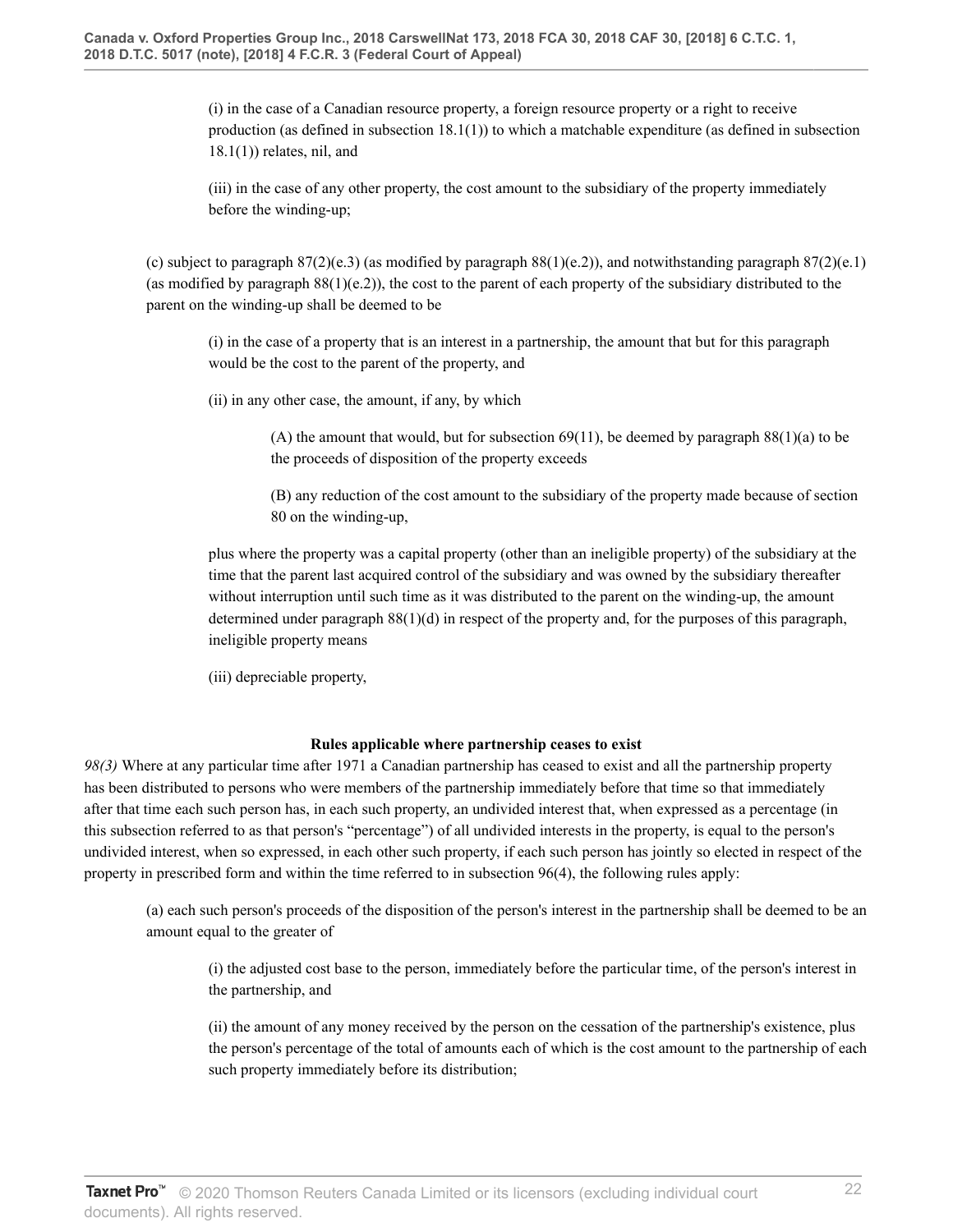(i) in the case of a Canadian resource property, a foreign resource property or a right to receive production (as defined in subsection 18.1(1)) to which a matchable expenditure (as defined in subsection 18.1(1)) relates, nil, and

(iii) in the case of any other property, the cost amount to the subsidiary of the property immediately before the winding-up;

(c) subject to paragraph 87(2)(e.3) (as modified by paragraph 88(1)(e.2)), and notwithstanding paragraph 87(2)(e.1) (as modified by paragraph 88(1)(e.2)), the cost to the parent of each property of the subsidiary distributed to the parent on the winding-up shall be deemed to be

(i) in the case of a property that is an interest in a partnership, the amount that but for this paragraph would be the cost to the parent of the property, and

(ii) in any other case, the amount, if any, by which

(A) the amount that would, but for subsection 69(11), be deemed by paragraph 88(1)(a) to be the proceeds of disposition of the property exceeds

(B) any reduction of the cost amount to the subsidiary of the property made because of section 80 on the winding-up,

plus where the property was a capital property (other than an ineligible property) of the subsidiary at the time that the parent last acquired control of the subsidiary and was owned by the subsidiary thereafter without interruption until such time as it was distributed to the parent on the winding-up, the amount determined under paragraph 88(1)(d) in respect of the property and, for the purposes of this paragraph, ineligible property means

(iii) depreciable property,

**Rules applicable where partnership ceases to exist**

*98(3)* Where at any particular time after 1971 a Canadian partnership has ceased to exist and all the partnership property has been distributed to persons who were members of the partnership immediately before that time so that immediately after that time each such person has, in each such property, an undivided interest that, when expressed as a percentage (in this subsection referred to as that person's "percentage") of all undivided interests in the property, is equal to the person's undivided interest, when so expressed, in each other such property, if each such person has jointly so elected in respect of the property in prescribed form and within the time referred to in subsection 96(4), the following rules apply:

(a) each such person's proceeds of the disposition of the person's interest in the partnership shall be deemed to be an amount equal to the greater of

(i) the adjusted cost base to the person, immediately before the particular time, of the person's interest in the partnership, and

(ii) the amount of any money received by the person on the cessation of the partnership's existence, plus the person's percentage of the total of amounts each of which is the cost amount to the partnership of each such property immediately before its distribution;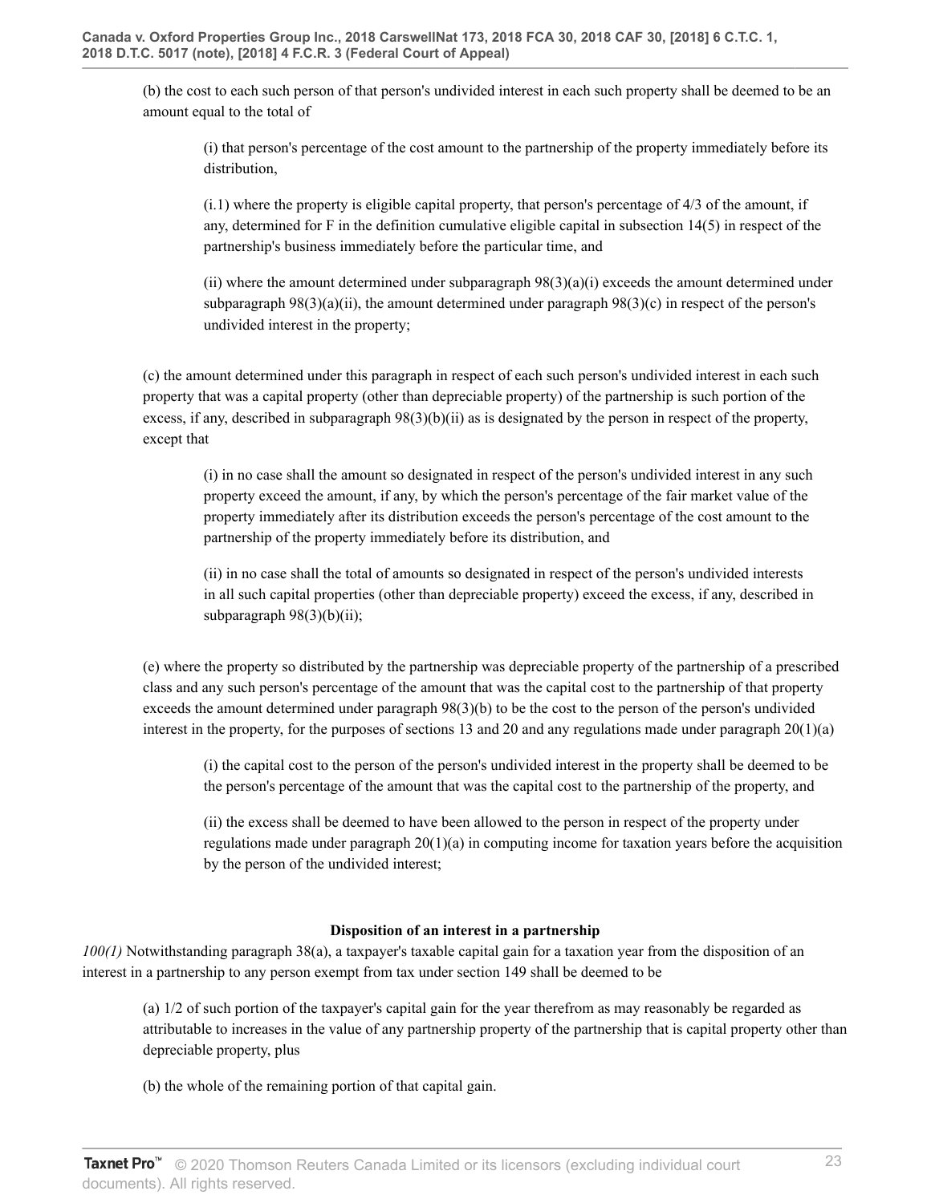(b) the cost to each such person of that person's undivided interest in each such property shall be deemed to be an amount equal to the total of

(i) that person's percentage of the cost amount to the partnership of the property immediately before its distribution,

(i.1) where the property is eligible capital property, that person's percentage of 4/3 of the amount, if any, determined for F in the definition cumulative eligible capital in subsection 14(5) in respect of the partnership's business immediately before the particular time, and

(ii) where the amount determined under subparagraph 98(3)(a)(i) exceeds the amount determined under subparagraph 98(3)(a)(ii), the amount determined under paragraph 98(3)(c) in respect of the person's undivided interest in the property;

(c) the amount determined under this paragraph in respect of each such person's undivided interest in each such property that was a capital property (other than depreciable property) of the partnership is such portion of the excess, if any, described in subparagraph 98(3)(b)(ii) as is designated by the person in respect of the property, except that

(i) in no case shall the amount so designated in respect of the person's undivided interest in any such property exceed the amount, if any, by which the person's percentage of the fair market value of the property immediately after its distribution exceeds the person's percentage of the cost amount to the partnership of the property immediately before its distribution, and

(ii) in no case shall the total of amounts so designated in respect of the person's undivided interests in all such capital properties (other than depreciable property) exceed the excess, if any, described in subparagraph 98(3)(b)(ii);

(e) where the property so distributed by the partnership was depreciable property of the partnership of a prescribed class and any such person's percentage of the amount that was the capital cost to the partnership of that property exceeds the amount determined under paragraph 98(3)(b) to be the cost to the person of the person's undivided interest in the property, for the purposes of sections 13 and 20 and any regulations made under paragraph 20(1)(a)

(i) the capital cost to the person of the person's undivided interest in the property shall be deemed to be the person's percentage of the amount that was the capital cost to the partnership of the property, and

(ii) the excess shall be deemed to have been allowed to the person in respect of the property under regulations made under paragraph 20(1)(a) in computing income for taxation years before the acquisition by the person of the undivided interest;

**Disposition of an interest in a partnership**

*100(1)* Notwithstanding paragraph 38(a), a taxpayer's taxable capital gain for a taxation year from the disposition of an interest in a partnership to any person exempt from tax under section 149 shall be deemed to be

(a) 1/2 of such portion of the taxpayer's capital gain for the year therefrom as may reasonably be regarded as attributable to increases in the value of any partnership property of the partnership that is capital property other than depreciable property, plus

(b) the whole of the remaining portion of that capital gain.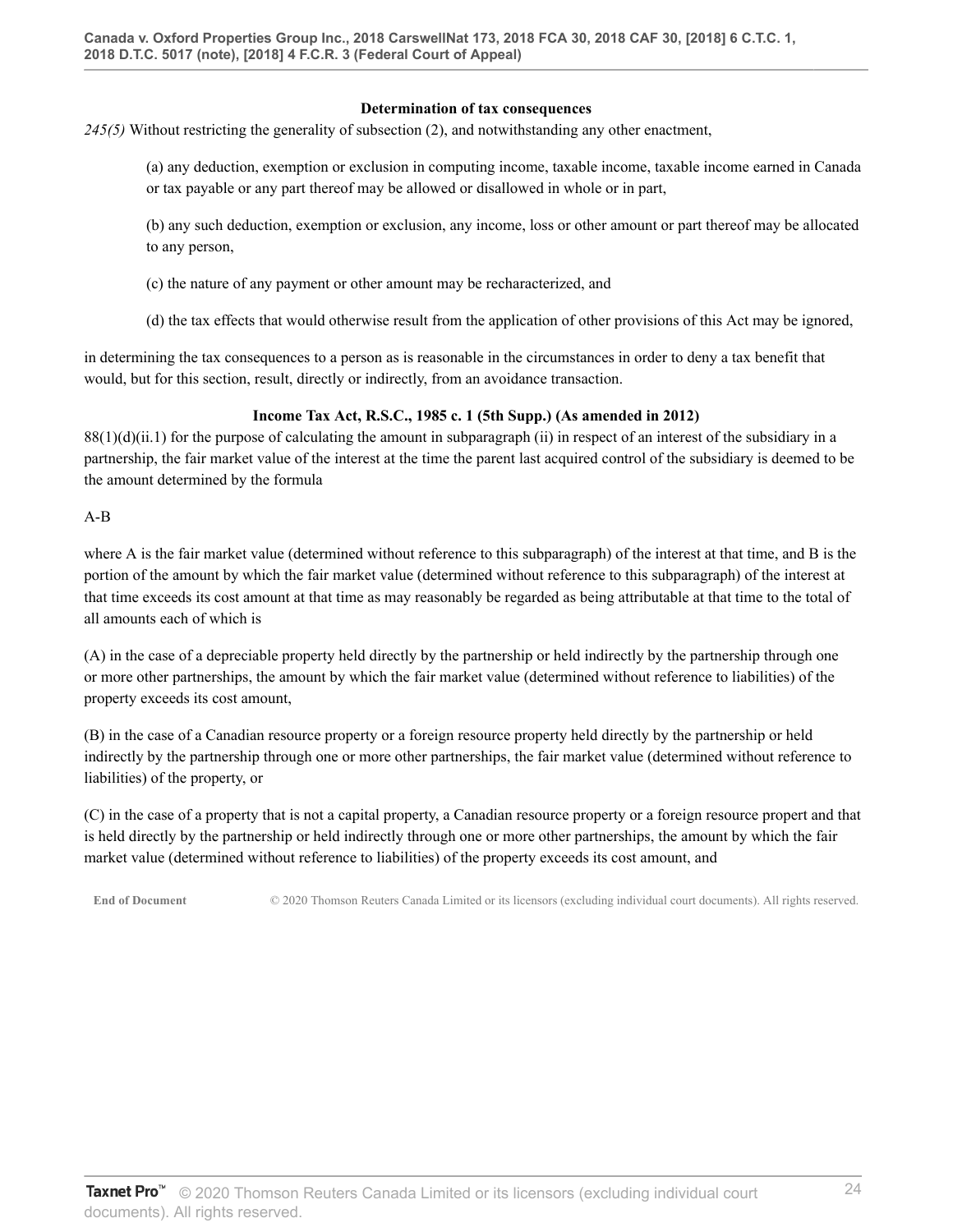**Determination of tax consequences**

*245(5)* Without restricting the generality of subsection (2), and notwithstanding any other enactment,

> (a) any deduction, exemption or exclusion in computing income, taxable income, taxable income earned in Canada or tax payable or any part thereof may be allowed or disallowed in whole or in part,
>
> (b) any such deduction, exemption or exclusion, any income, loss or other amount or part thereof may be allocated to any person,
>
> (c) the nature of any payment or other amount may be recharacterized, and
>
> (d) the tax effects that would otherwise result from the application of other provisions of this Act may be ignored,

in determining the tax consequences to a person as is reasonable in the circumstances in order to deny a tax benefit that would, but for this section, result, directly or indirectly, from an avoidance transaction.

**Income Tax Act, R.S.C., 1985 c. 1 (5th Supp.) (As amended in 2012)**

88(1)(d)(ii.1) for the purpose of calculating the amount in subparagraph (ii) in respect of an interest of the subsidiary in a partnership, the fair market value of the interest at the time the parent last acquired control of the subsidiary is deemed to be the amount determined by the formula

A-B

where A is the fair market value (determined without reference to this subparagraph) of the interest at that time, and B is the portion of the amount by which the fair market value (determined without reference to this subparagraph) of the interest at that time exceeds its cost amount at that time as may reasonably be regarded as being attributable at that time to the total of all amounts each of which is

(A) in the case of a depreciable property held directly by the partnership or held indirectly by the partnership through one or more other partnerships, the amount by which the fair market value (determined without reference to liabilities) of the property exceeds its cost amount,

(B) in the case of a Canadian resource property or a foreign resource property held directly by the partnership or held indirectly by the partnership through one or more other partnerships, the fair market value (determined without reference to liabilities) of the property, or

(C) in the case of a property that is not a capital property, a Canadian resource property or a foreign resource propert and that is held directly by the partnership or held indirectly through one or more other partnerships, the amount by which the fair market value (determined without reference to liabilities) of the property exceeds its cost amount, and

End of Document © 2020 Thomson Reuters Canada Limited or its licensors (excluding individual court documents). All rights reserved.